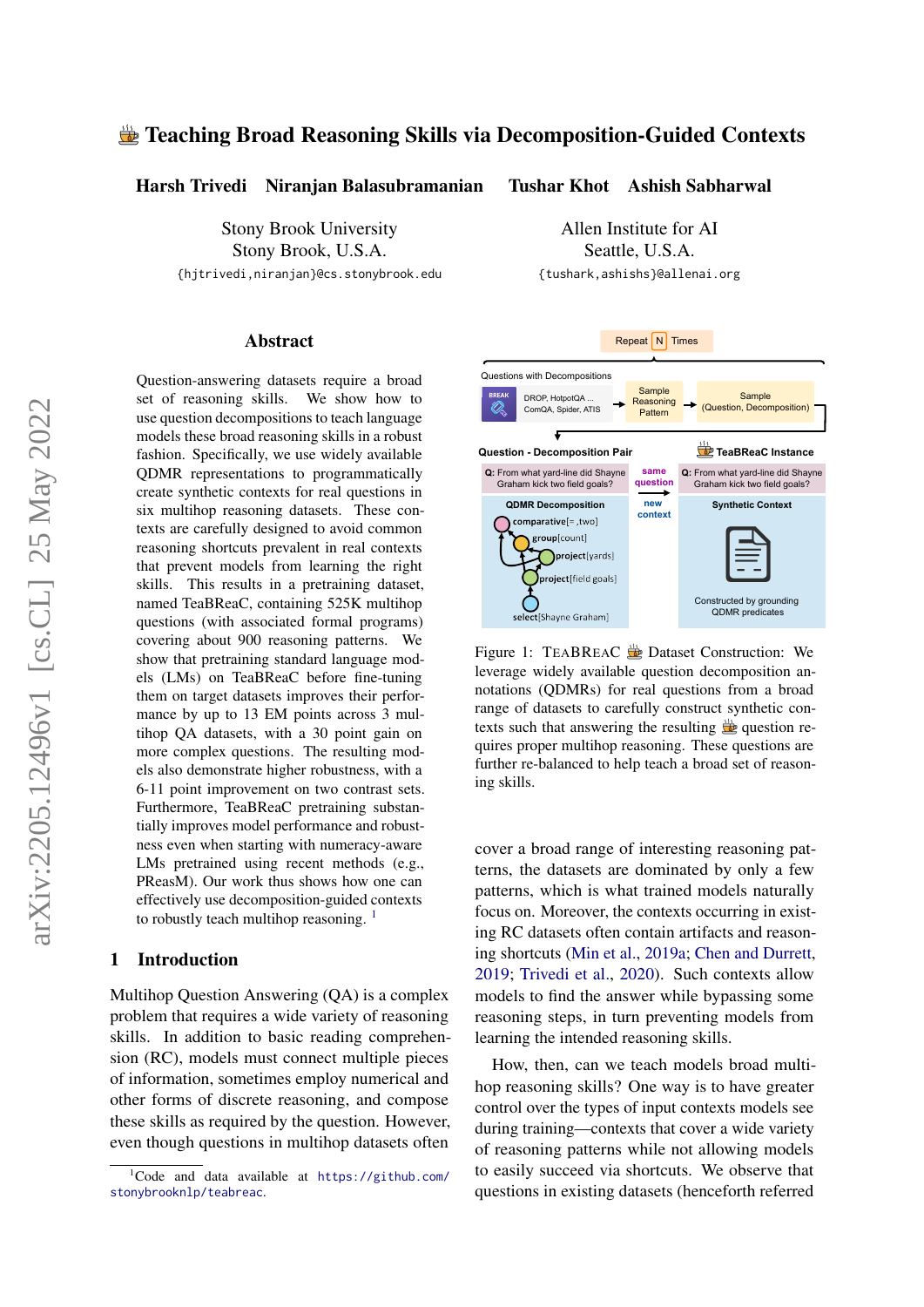# Teaching Broad Reasoning Skills via Decomposition-Guided Contexts

**Harsh Trivedi Niranjan Balasubramanian Tushar Khot Ashish Sabharwal**

Stony Brook University
Stony Brook, U.S.A.
{hjtrivedi,niranjan}@cs.stonybrook.edu

Allen Institute for AI
Seattle, U.S.A.
{tushark,ashishs}@allenai.org

## Abstract

Question-answering datasets require a broad set of reasoning skills. We show how to use question decompositions to teach language models these broad reasoning skills in a robust fashion. Specifically, we use widely available QDMR representations to programmatically create synthetic contexts for real questions in six multihop reasoning datasets. These contexts are carefully designed to avoid common reasoning shortcuts prevalent in real contexts that prevent models from learning the right skills. This results in a pretraining dataset, named TeaBReaC, containing 525K multihop questions (with associated formal programs) covering about 900 reasoning patterns. We show that pretraining standard language models (LMs) on TeaBReaC before fine-tuning them on target datasets improves their performance by up to 13 EM points across 3 multihop QA datasets, with a 30 point gain on more complex questions. The resulting models also demonstrate higher robustness, with a 6-11 point improvement on two contrast sets. Furthermore, TeaBReaC pretraining substantially improves model performance and robustness even when starting with numeracy-aware LMs pretrained using recent methods (e.g., PReasM). Our work thus shows how one can effectively use decomposition-guided contexts to robustly teach multihop reasoning. [1]

## 1 Introduction

Multihop Question Answering (QA) is a complex problem that requires a wide variety of reasoning skills. In addition to basic reading comprehension (RC), models must connect multiple pieces of information, sometimes employ numerical and other forms of discrete reasoning, and compose these skills as required by the question. However, even though questions in multihop datasets often cover a broad range of interesting reasoning patterns, the datasets are dominated by only a few patterns, which is what trained models naturally focus on. Moreover, the contexts occurring in existing RC datasets often contain artifacts and reasoning shortcuts (Min et al., 2019a; Chen and Durrett, 2019; Trivedi et al., 2020). Such contexts allow models to find the answer while bypassing some reasoning steps, in turn preventing models from learning the intended reasoning skills.

How, then, can we teach models broad multihop reasoning skills? One way is to have greater control over the types of input contexts models see during training—contexts that cover a wide variety of reasoning patterns while not allowing models to easily succeed via shortcuts. We observe that questions in existing datasets (henceforth referred

Figure 1: TeaBReaC Dataset Construction: We leverage widely available question decomposition annotations (QDMRs) for real questions from a broad range of datasets to carefully construct synthetic contexts such that answering the resulting question requires proper multihop reasoning. These questions are further re-balanced to help teach a broad set of reasoning skills.

[1] Code and data available at https://github.com/stonybrooknlp/teabreac.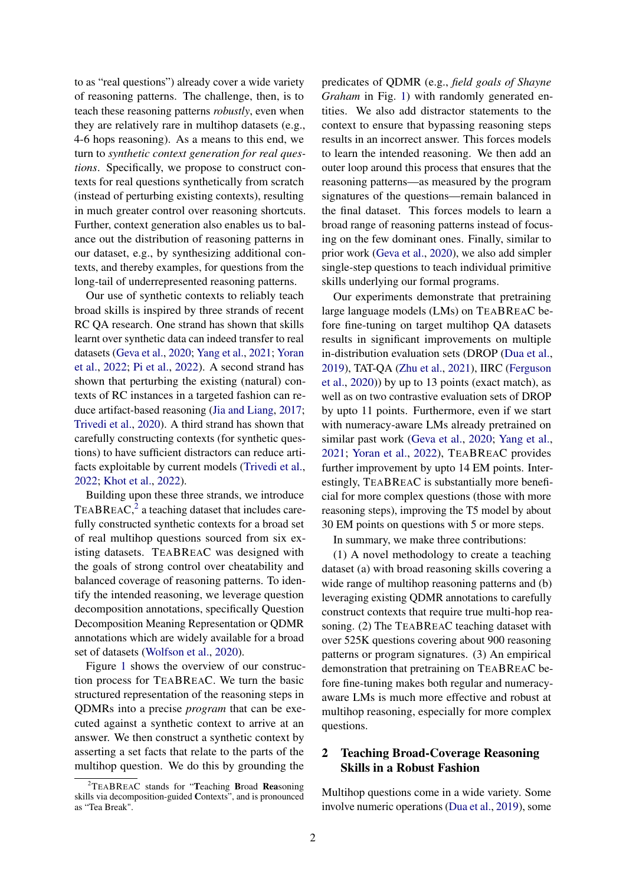to as "real questions") already cover a wide variety of reasoning patterns. The challenge, then, is to teach these reasoning patterns *robustly*, even when they are relatively rare in multihop datasets (e.g., 4-6 hops reasoning). As a means to this end, we turn to *synthetic context generation for real questions*. Specifically, we propose to construct contexts for real questions synthetically from scratch (instead of perturbing existing contexts), resulting in much greater control over reasoning shortcuts. Further, context generation also enables us to balance out the distribution of reasoning patterns in our dataset, e.g., by synthesizing additional contexts, and thereby examples, for questions from the long-tail of underrepresented reasoning patterns.

Our use of synthetic contexts to reliably teach broad skills is inspired by three strands of recent RC QA research. One strand has shown that skills learnt over synthetic data can indeed transfer to real datasets (Geva et al., 2020; Yang et al., 2021; Yoran et al., 2022; Pi et al., 2022). A second strand has shown that perturbing the existing (natural) contexts of RC instances in a targeted fashion can reduce artifact-based reasoning (Jia and Liang, 2017; Trivedi et al., 2020). A third strand has shown that carefully constructing contexts (for synthetic questions) to have sufficient distractors can reduce artifacts exploitable by current models (Trivedi et al., 2022; Khot et al., 2022).

Building upon these three strands, we introduce TeaBReaC,[2] a teaching dataset that includes carefully constructed synthetic contexts for a broad set of real multihop questions sourced from six existing datasets. TeaBReaC was designed with the goals of strong control over cheatability and balanced coverage of reasoning patterns. To identify the intended reasoning, we leverage question decomposition annotations, specifically Question Decomposition Meaning Representation or QDMR annotations which are widely available for a broad set of datasets (Wolfson et al., 2020).

Figure 1 shows the overview of our construction process for TeaBReaC. We turn the basic structured representation of the reasoning steps in QDMRs into a precise *program* that can be executed against a synthetic context to arrive at an answer. We then construct a synthetic context by asserting a set facts that relate to the parts of the multihop question. We do this by grounding the predicates of QDMR (e.g., *field goals of Shayne Graham* in Fig. 1) with randomly generated entities. We also add distractor statements to the context to ensure that bypassing reasoning steps results in an incorrect answer. This forces models to learn the intended reasoning. We then add an outer loop around this process that ensures that the reasoning patterns—as measured by the program signatures of the questions—remain balanced in the final dataset. This forces models to learn a broad range of reasoning patterns instead of focusing on the few dominant ones. Finally, similar to prior work (Geva et al., 2020), we also add simpler single-step questions to teach individual primitive skills underlying our formal programs.

Our experiments demonstrate that pretraining large language models (LMs) on TeaBReaC before fine-tuning on target multihop QA datasets results in significant improvements on multiple in-distribution evaluation sets (DROP (Dua et al., 2019), TAT-QA (Zhu et al., 2021), IIRC (Ferguson et al., 2020)) by up to 13 points (exact match), as well as on two contrastive evaluation sets of DROP by upto 11 points. Furthermore, even if we start with numeracy-aware LMs already pretrained on similar past work (Geva et al., 2020; Yang et al., 2021; Yoran et al., 2022), TeaBReaC provides further improvement by upto 14 EM points. Interestingly, TeaBReaC is substantially more beneficial for more complex questions (those with more reasoning steps), improving the T5 model by about 30 EM points on questions with 5 or more steps.

In summary, we make three contributions:

(1) A novel methodology to create a teaching dataset (a) with broad reasoning skills covering a wide range of multihop reasoning patterns and (b) leveraging existing QDMR annotations to carefully construct contexts that require true multi-hop reasoning. (2) The TeaBReaC teaching dataset with over 525K questions covering about 900 reasoning patterns or program signatures. (3) An empirical demonstration that pretraining on TeaBReaC before fine-tuning makes both regular and numeracy-aware LMs much more effective and robust at multihop reasoning, especially for more complex questions.

## 2 Teaching Broad-Coverage Reasoning Skills in a Robust Fashion

Multihop questions come in a wide variety. Some involve numeric operations (Dua et al., 2019), some

[2] TeaBReaC stands for "**Tea**ching **B**road **Rea**soning skills via decomposition-guided **C**ontexts", and is pronounced as "Tea Break".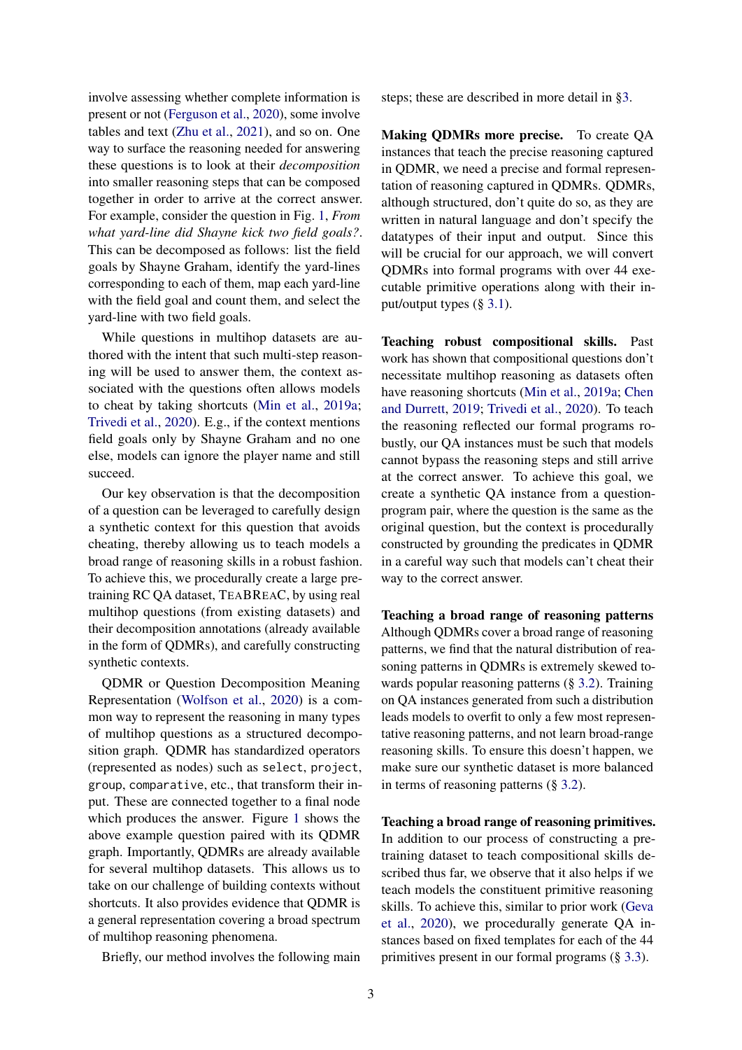involve assessing whether complete information is present or not (Ferguson et al., 2020), some involve tables and text (Zhu et al., 2021), and so on. One way to surface the reasoning needed for answering these questions is to look at their *decomposition* into smaller reasoning steps that can be composed together in order to arrive at the correct answer. For example, consider the question in Fig. 1, *From what yard-line did Shayne kick two field goals?*. This can be decomposed as follows: list the field goals by Shayne Graham, identify the yard-lines corresponding to each of them, map each yard-line with the field goal and count them, and select the yard-line with two field goals.

While questions in multihop datasets are authored with the intent that such multi-step reasoning will be used to answer them, the context associated with the questions often allows models to cheat by taking shortcuts (Min et al., 2019a; Trivedi et al., 2020). E.g., if the context mentions field goals only by Shayne Graham and no one else, models can ignore the player name and still succeed.

Our key observation is that the decomposition of a question can be leveraged to carefully design a synthetic context for this question that avoids cheating, thereby allowing us to teach models a broad range of reasoning skills in a robust fashion. To achieve this, we procedurally create a large pre-training RC QA dataset, TeaBReaC, by using real multihop questions (from existing datasets) and their decomposition annotations (already available in the form of QDMRs), and carefully constructing synthetic contexts.

QDMR or Question Decomposition Meaning Representation (Wolfson et al., 2020) is a common way to represent the reasoning in many types of multihop questions as a structured decomposition graph. QDMR has standardized operators (represented as nodes) such as `select`, `project`, `group`, `comparative`, etc., that transform their input. These are connected together to a final node which produces the answer. Figure 1 shows the above example question paired with its QDMR graph. Importantly, QDMRs are already available for several multihop datasets. This allows us to take on our challenge of building contexts without shortcuts. It also provides evidence that QDMR is a general representation covering a broad spectrum of multihop reasoning phenomena.

Briefly, our method involves the following main steps; these are described in more detail in §3.

**Making QDMRs more precise.** To create QA instances that teach the precise reasoning captured in QDMR, we need a precise and formal representation of reasoning captured in QDMRs. QDMRs, although structured, don't quite do so, as they are written in natural language and don't specify the datatypes of their input and output. Since this will be crucial for our approach, we will convert QDMRs into formal programs with over 44 executable primitive operations along with their input/output types (§ 3.1).

**Teaching robust compositional skills.** Past work has shown that compositional questions don't necessitate multihop reasoning as datasets often have reasoning shortcuts (Min et al., 2019a; Chen and Durrett, 2019; Trivedi et al., 2020). To teach the reasoning reflected our formal programs robustly, our QA instances must be such that models cannot bypass the reasoning steps and still arrive at the correct answer. To achieve this goal, we create a synthetic QA instance from a question-program pair, where the question is the same as the original question, but the context is procedurally constructed by grounding the predicates in QDMR in a careful way such that models can't cheat their way to the correct answer.

**Teaching a broad range of reasoning patterns** Although QDMRs cover a broad range of reasoning patterns, we find that the natural distribution of reasoning patterns in QDMRs is extremely skewed towards popular reasoning patterns (§ 3.2). Training on QA instances generated from such a distribution leads models to overfit to only a few most representative reasoning patterns, and not learn broad-range reasoning skills. To ensure this doesn't happen, we make sure our synthetic dataset is more balanced in terms of reasoning patterns (§ 3.2).

**Teaching a broad range of reasoning primitives.** In addition to our process of constructing a pre-training dataset to teach compositional skills described thus far, we observe that it also helps if we teach models the constituent primitive reasoning skills. To achieve this, similar to prior work (Geva et al., 2020), we procedurally generate QA instances based on fixed templates for each of the 44 primitives present in our formal programs (§ 3.3).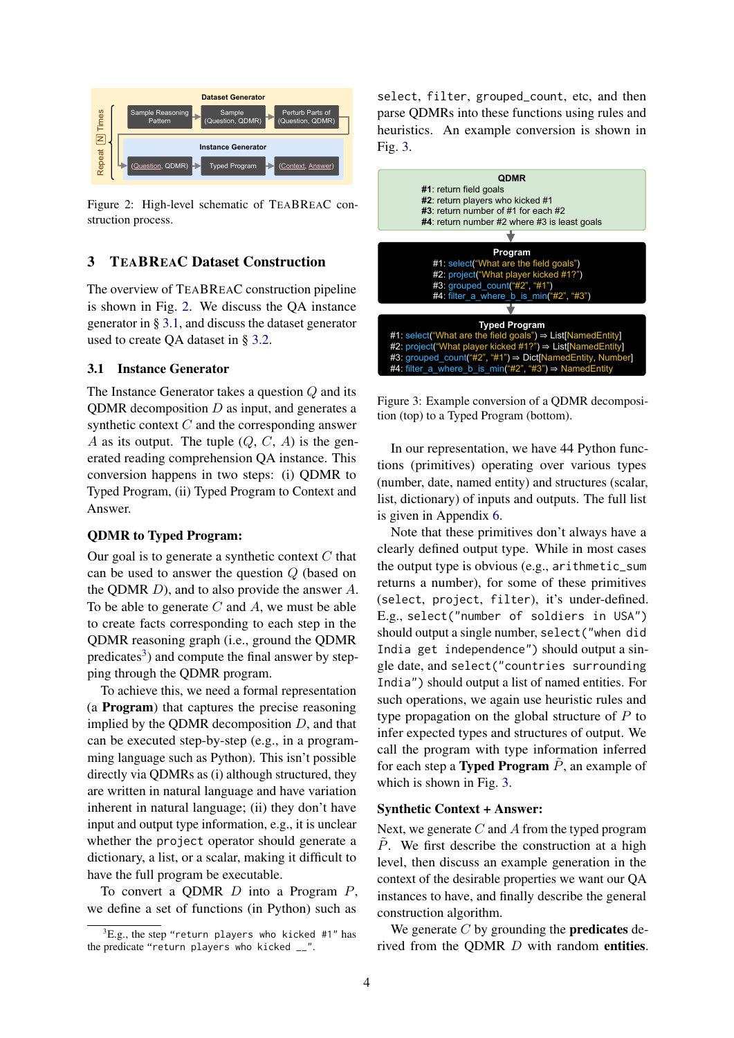Figure 2: High-level schematic of TEABREAC construction process.

## 3 TEABREAC Dataset Construction

The overview of TEABREAC construction pipeline is shown in Fig. 2. We discuss the QA instance generator in § 3.1, and discuss the dataset generator used to create QA dataset in § 3.2.

### 3.1 Instance Generator

The Instance Generator takes a question $Q$ and its QDMR decomposition $D$ as input, and generates a synthetic context $C$ and the corresponding answer $A$ as its output. The tuple ($Q$, $C$, $A$) is the generated reading comprehension QA instance. This conversion happens in two steps: (i) QDMR to Typed Program, (ii) Typed Program to Context and Answer.

**QDMR to Typed Program:**

Our goal is to generate a synthetic context $C$ that can be used to answer the question $Q$ (based on the QDMR $D$), and to also provide the answer $A$. To be able to generate $C$ and $A$, we must be able to create facts corresponding to each step in the QDMR reasoning graph (i.e., ground the QDMR predicates[3]) and compute the final answer by stepping through the QDMR program.

To achieve this, we need a formal representation (a **Program**) that captures the precise reasoning implied by the QDMR decomposition $D$, and that can be executed step-by-step (e.g., in a programming language such as Python). This isn't possible directly via QDMRs as (i) although structured, they are written in natural language and have variation inherent in natural language; (ii) they don't have input and output type information, e.g., it is unclear whether the `project` operator should generate a dictionary, a list, or a scalar, making it difficult to have the full program be executable.

To convert a QDMR $D$ into a Program $P$, we define a set of functions (in Python) such as `select`, `filter`, `grouped_count`, etc, and then parse QDMRs into these functions using rules and heuristics. An example conversion is shown in Fig. 3.

**QDMR**
**#1**: return field goals
**#2**: return players who kicked #1
**#3**: return number of #1 for each #2
**#4**: return number #2 where #3 is least goals

**Program**
#1: select("What are the field goals")
#2: project("What player kicked #1?")
#3: grouped_count("#2", "#1")
#4: filter_a_where_b_is_min("#2", "#3")

**Typed Program**
#1: select("What are the field goals") ⇒ List[NamedEntity]
#2: project("What player kicked #1?") ⇒ List[NamedEntity]
#3: grouped_count("#2", "#1") ⇒ Dict[NamedEntity, Number]
#4: filter_a_where_b_is_min("#2", "#3") ⇒ NamedEntity

Figure 3: Example conversion of a QDMR decomposition (top) to a Typed Program (bottom).

In our representation, we have 44 Python functions (primitives) operating over various types (number, date, named entity) and structures (scalar, list, dictionary) of inputs and outputs. The full list is given in Appendix 6.

Note that these primitives don't always have a clearly defined output type. While in most cases the output type is obvious (e.g., `arithmetic_sum` returns a number), for some of these primitives (`select`, `project`, `filter`), it's under-defined. E.g., `select("number of soldiers in USA")` should output a single number, `select("when did India get independence")` should output a single date, and `select("countries surrounding India")` should output a list of named entities. For such operations, we again use heuristic rules and type propagation on the global structure of $P$ to infer expected types and structures of output. We call the program with type information inferred for each step a **Typed Program** $\tilde{P}$, an example of which is shown in Fig. 3.

**Synthetic Context + Answer:**

Next, we generate $C$ and $A$ from the typed program $\tilde{P}$. We first describe the construction at a high level, then discuss an example generation in the context of the desirable properties we want our QA instances to have, and finally describe the general construction algorithm.

We generate $C$ by grounding the **predicates** derived from the QDMR $D$ with random **entities**.

[3] E.g., the step "`return players who kicked #1`" has the predicate "`return players who kicked __`".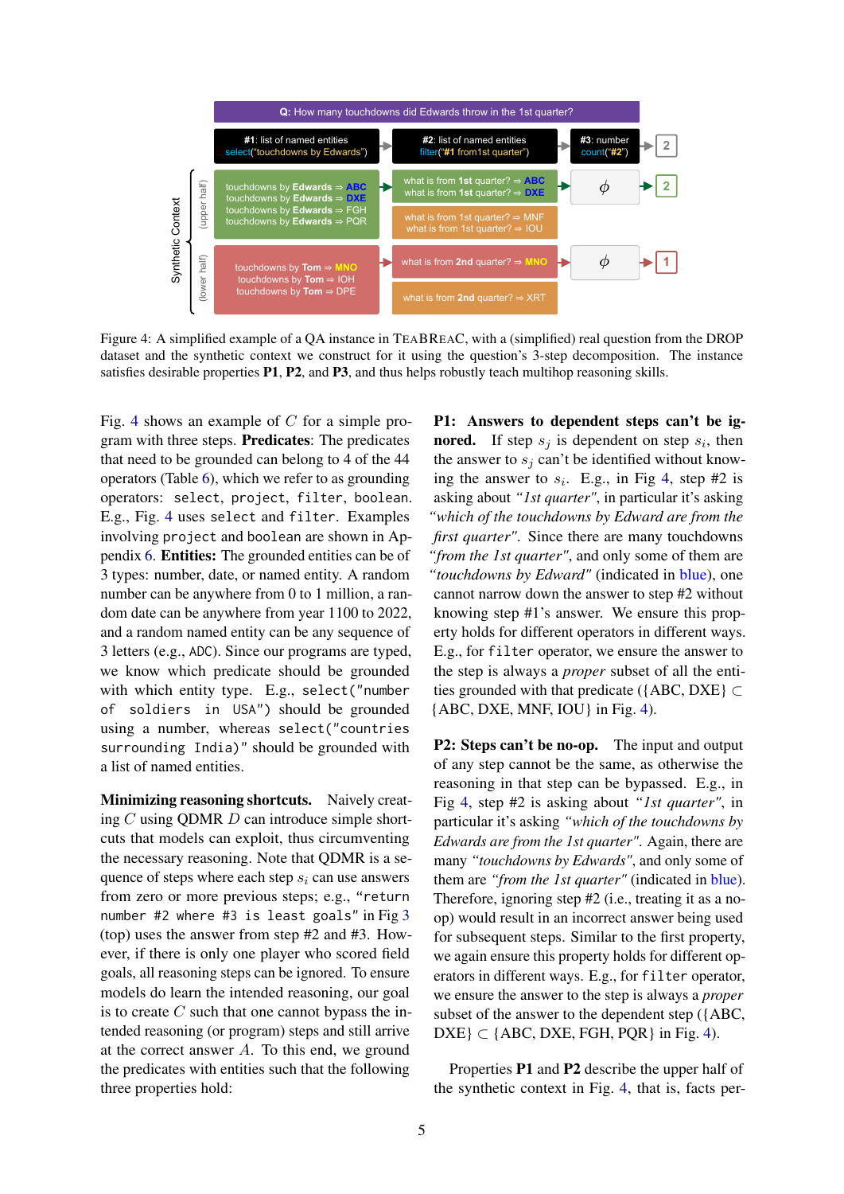Q: How many touchdowns did Edwards throw in the 1st quarter?

| #1: list of named entities select("touchdowns by Edwards") | #2: list of named entities filter("#1 from 1st quarter") | #3: number count("#2") | 2 |
|---|---|---|---|
| touchdowns by **Edwards** ⇒ ABC<br>touchdowns by **Edwards** ⇒ DXE<br>touchdowns by **Edwards** ⇒ FGH<br>touchdowns by **Edwards** ⇒ PQR | what is from **1st** quarter? ⇒ ABC<br>what is from **1st** quarter? ⇒ DXE | $\phi$ | 2 |
| | what is from 1st quarter? ⇒ MNF<br>what is from 1st quarter? ⇒ IOU | | |
| touchdowns by **Tom** ⇒ MNO<br>touchdowns by **Tom** ⇒ IOH<br>touchdowns by **Tom** ⇒ DPE | what is from **2nd** quarter? ⇒ MNO | $\phi$ | 1 |
| | what is from **2nd** quarter? ⇒ XRT | | |

(Synthetic Context: upper half / lower half)

Figure 4: A simplified example of a QA instance in TeaBReaC, with a (simplified) real question from the DROP dataset and the synthetic context we construct for it using the question's 3-step decomposition. The instance satisfies desirable properties **P1**, **P2**, and **P3**, and thus helps robustly teach multihop reasoning skills.

Fig. 4 shows an example of $C$ for a simple program with three steps. **Predicates**: The predicates that need to be grounded can belong to 4 of the 44 operators (Table 6), which we refer to as grounding operators: `select`, `project`, `filter`, `boolean`. E.g., Fig. 4 uses `select` and `filter`. Examples involving `project` and `boolean` are shown in Appendix 6. **Entities:** The grounded entities can be of 3 types: number, date, or named entity. A random number can be anywhere from 0 to 1 million, a random date can be anywhere from year 1100 to 2022, and a random named entity can be any sequence of 3 letters (e.g., `ADC`). Since our programs are typed, we know which predicate should be grounded with which entity type. E.g., `select("number of soldiers in USA")` should be grounded using a number, whereas `select("countries surrounding India")` should be grounded with a list of named entities.

**Minimizing reasoning shortcuts.** Naively creating $C$ using QDMR $D$ can introduce simple shortcuts that models can exploit, thus circumventing the necessary reasoning. Note that QDMR is a sequence of steps where each step $s_i$ can use answers from zero or more previous steps; e.g., "`return number #2 where #3 is least goals`" in Fig 3 (top) uses the answer from step #2 and #3. However, if there is only one player who scored field goals, all reasoning steps can be ignored. To ensure models do learn the intended reasoning, our goal is to create $C$ such that one cannot bypass the intended reasoning (or program) steps and still arrive at the correct answer $A$. To this end, we ground the predicates with entities such that the following three properties hold:

**P1: Answers to dependent steps can't be ignored.** If step $s_j$ is dependent on step $s_i$, then the answer to $s_j$ can't be identified without knowing the answer to $s_i$. E.g., in Fig 4, step #2 is asking about *"1st quarter"*, in particular it's asking *"which of the touchdowns by Edward are from the first quarter"*. Since there are many touchdowns *"from the 1st quarter"*, and only some of them are *"touchdowns by Edward"* (indicated in blue), one cannot narrow down the answer to step #2 without knowing step #1's answer. We ensure this property holds for different operators in different ways. E.g., for `filter` operator, we ensure the answer to the step is always a *proper* subset of all the entities grounded with that predicate ({ABC, DXE} ⊂ {ABC, DXE, MNF, IOU} in Fig. 4).

**P2: Steps can't be no-op.** The input and output of any step cannot be the same, as otherwise the reasoning in that step can be bypassed. E.g., in Fig 4, step #2 is asking about *"1st quarter"*, in particular it's asking *"which of the touchdowns by Edwards are from the 1st quarter"*. Again, there are many *"touchdowns by Edwards"*, and only some of them are *"from the 1st quarter"* (indicated in blue). Therefore, ignoring step #2 (i.e., treating it as a no-op) would result in an incorrect answer being used for subsequent steps. Similar to the first property, we again ensure this property holds for different operators in different ways. E.g., for `filter` operator, we ensure the answer to the step is always a *proper* subset of the answer to the dependent step ({ABC, DXE} ⊂ {ABC, DXE, FGH, PQR} in Fig. 4).

Properties **P1** and **P2** describe the upper half of the synthetic context in Fig. 4, that is, facts per-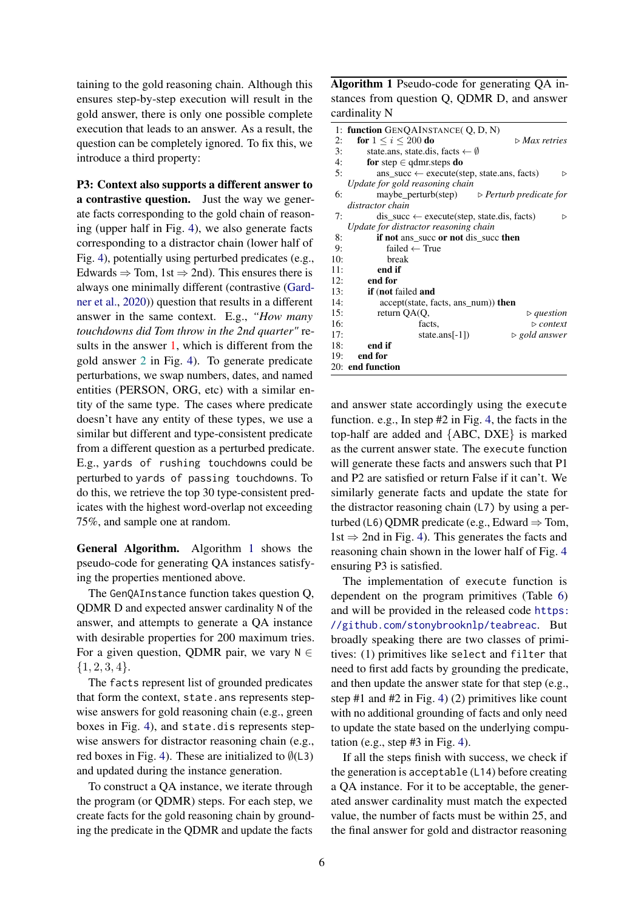taining to the gold reasoning chain. Although this ensures step-by-step execution will result in the gold answer, there is only one possible complete execution that leads to an answer. As a result, the question can be completely ignored. To fix this, we introduce a third property:

**P3: Context also supports a different answer to a contrastive question.** Just the way we generate facts corresponding to the gold chain of reasoning (upper half in Fig. 4), we also generate facts corresponding to a distractor chain (lower half of Fig. 4), potentially using perturbed predicates (e.g., Edwards ⇒ Tom, 1st ⇒ 2nd). This ensures there is always one minimally different (contrastive (Gardner et al., 2020)) question that results in a different answer in the same context. E.g., *"How many touchdowns did Tom throw in the 2nd quarter"* results in the answer 1, which is different from the gold answer 2 in Fig. 4). To generate predicate perturbations, we swap numbers, dates, and named entities (PERSON, ORG, etc) with a similar entity of the same type. The cases where predicate doesn't have any entity of these types, we use a similar but different and type-consistent predicate from a different question as a perturbed predicate. E.g., `yards of rushing touchdowns` could be perturbed to `yards of passing touchdowns`. To do this, we retrieve the top 30 type-consistent predicates with the highest word-overlap not exceeding 75%, and sample one at random.

**General Algorithm.** Algorithm 1 shows the pseudo-code for generating QA instances satisfying the properties mentioned above.

The `GenQAInstance` function takes question Q, QDMR D and expected answer cardinality `N` of the answer, and attempts to generate a QA instance with desirable properties for 200 maximum tries. For a given question, QDMR pair, we vary `N` $\in \{1, 2, 3, 4\}$.

The `facts` represent list of grounded predicates that form the context, `state.ans` represents stepwise answers for gold reasoning chain (e.g., green boxes in Fig. 4), and `state.dis` represents stepwise answers for distractor reasoning chain (e.g., red boxes in Fig. 4). These are initialized to ∅(`L3`) and updated during the instance generation.

To construct a QA instance, we iterate through the program (or QDMR) steps. For each step, we create facts for the gold reasoning chain by grounding the predicate in the QDMR and update the facts and answer state accordingly using the `execute` function. e.g., In step #2 in Fig. 4, the facts in the top-half are added and {ABC, DXE} is marked as the current answer state. The `execute` function will generate these facts and answers such that P1 and P2 are satisfied or return False if it can't. We similarly generate facts and update the state for the distractor reasoning chain (`L7`) by using a perturbed (`L6`) QDMR predicate (e.g., Edward ⇒ Tom, 1st ⇒ 2nd in Fig. 4). This generates the facts and reasoning chain shown in the lower half of Fig. 4 ensuring P3 is satisfied.

The implementation of `execute` function is dependent on the program primitives (Table 6) and will be provided in the released code https://github.com/stonybrooknlp/teabreac. But broadly speaking there are two classes of primitives: (1) primitives like `select` and `filter` that need to first add facts by grounding the predicate, and then update the answer state for that step (e.g., step #1 and #2 in Fig. 4) (2) primitives like count with no additional grounding of facts and only need to update the state based on the underlying computation (e.g., step #3 in Fig. 4).

If all the steps finish with success, we check if the generation is `acceptable` (`L14`) before creating a QA instance. For it to be acceptable, the generated answer cardinality must match the expected value, the number of facts must be within 25, and the final answer for gold and distractor reasoning

**Algorithm 1** Pseudo-code for generating QA instances from question Q, QDMR D, and answer cardinality N

```
 1: function GenQAInstance( Q, D, N)
 2:   for 1 ≤ i ≤ 200 do                                  ▷ Max retries
 3:     state.ans, state.dis, facts ← ∅
 4:     for step ∈ qdmr.steps do
 5:       ans_succ ← execute(step, state.ans, facts)           ▷
          Update for gold reasoning chain
 6:       maybe_perturb(step)               ▷ Perturb predicate for
          distractor chain
 7:       dis_succ ← execute(step, state.dis, facts)            ▷
          Update for distractor reasoning chain
 8:       if not ans_succ or not dis_succ then
 9:         failed ← True
10:         break
11:       end if
12:     end for
13:     if (not failed and
14:        accept(state, facts, ans_num)) then
15:       return QA(Q,                                    ▷ question
16:                 facts,                                ▷ context
17:                 state.ans[-1])                        ▷ gold answer
18:     end if
19:   end for
20: end function
```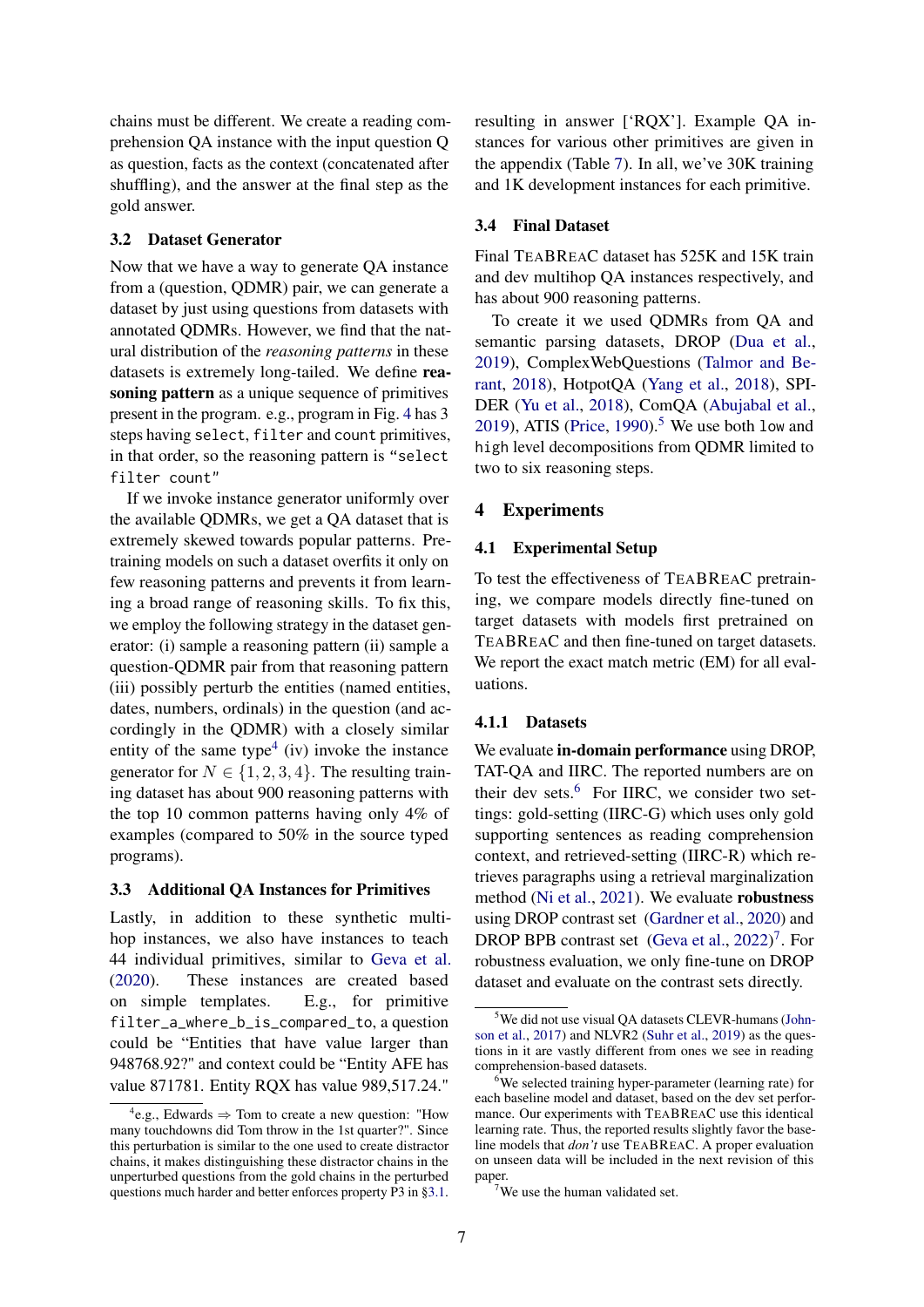chains must be different. We create a reading comprehension QA instance with the input question Q as question, facts as the context (concatenated after shuffling), and the answer at the final step as the gold answer.

### 3.2 Dataset Generator

Now that we have a way to generate QA instance from a (question, QDMR) pair, we can generate a dataset by just using questions from datasets with annotated QDMRs. However, we find that the natural distribution of the *reasoning patterns* in these datasets is extremely long-tailed. We define **reasoning pattern** as a unique sequence of primitives present in the program. e.g., program in Fig. 4 has 3 steps having `select`, `filter` and `count` primitives, in that order, so the reasoning pattern is "`select filter count`"

If we invoke instance generator uniformly over the available QDMRs, we get a QA dataset that is extremely skewed towards popular patterns. Pretraining models on such a dataset overfits it only on few reasoning patterns and prevents it from learning a broad range of reasoning skills. To fix this, we employ the following strategy in the dataset generator: (i) sample a reasoning pattern (ii) sample a question-QDMR pair from that reasoning pattern (iii) possibly perturb the entities (named entities, dates, numbers, ordinals) in the question (and accordingly in the QDMR) with a closely similar entity of the same type[4] (iv) invoke the instance generator for $N \in \{1, 2, 3, 4\}$. The resulting training dataset has about 900 reasoning patterns with the top 10 common patterns having only 4% of examples (compared to 50% in the source typed programs).

### 3.3 Additional QA Instances for Primitives

Lastly, in addition to these synthetic multihop instances, we also have instances to teach 44 individual primitives, similar to Geva et al. (2020). These instances are created based on simple templates. E.g., for primitive `filter_a_where_b_is_compared_to`, a question could be "Entities that have value larger than 948768.92?" and context could be "Entity AFE has value 871781. Entity RQX has value 989,517.24." resulting in answer ['RQX']. Example QA instances for various other primitives are given in the appendix (Table 7). In all, we've 30K training and 1K development instances for each primitive.

### 3.4 Final Dataset

Final TeaBReaC dataset has 525K and 15K train and dev multihop QA instances respectively, and has about 900 reasoning patterns.

To create it we used QDMRs from QA and semantic parsing datasets, DROP (Dua et al., 2019), ComplexWebQuestions (Talmor and Berant, 2018), HotpotQA (Yang et al., 2018), SPIDER (Yu et al., 2018), ComQA (Abujabal et al., 2019), ATIS (Price, 1990).[5] We use both `low` and `high` level decompositions from QDMR limited to two to six reasoning steps.

## 4 Experiments

### 4.1 Experimental Setup

To test the effectiveness of TeaBReaC pretraining, we compare models directly fine-tuned on target datasets with models first pretrained on TeaBReaC and then fine-tuned on target datasets. We report the exact match metric (EM) for all evaluations.

#### 4.1.1 Datasets

We evaluate **in-domain performance** using DROP, TAT-QA and IIRC. The reported numbers are on their dev sets.[6] For IIRC, we consider two settings: gold-setting (IIRC-G) which uses only gold supporting sentences as reading comprehension context, and retrieved-setting (IIRC-R) which retrieves paragraphs using a retrieval marginalization method (Ni et al., 2021). We evaluate **robustness** using DROP contrast set (Gardner et al., 2020) and DROP BPB contrast set (Geva et al., 2022)[7]. For robustness evaluation, we only fine-tune on DROP dataset and evaluate on the contrast sets directly.

---

[4] e.g., Edwards ⇒ Tom to create a new question: "How many touchdowns did Tom throw in the 1st quarter?". Since this perturbation is similar to the one used to create distractor chains, it makes distinguishing these distractor chains in the unperturbed questions from the gold chains in the perturbed questions much harder and better enforces property P3 in §3.1.

[5] We did not use visual QA datasets CLEVR-humans (Johnson et al., 2017) and NLVR2 (Suhr et al., 2019) as the questions in it are vastly different from ones we see in reading comprehension-based datasets.

[6] We selected training hyper-parameter (learning rate) for each baseline model and dataset, based on the dev set performance. Our experiments with TeaBReaC use this identical learning rate. Thus, the reported results slightly favor the baseline models that *don't* use TeaBReaC. A proper evaluation on unseen data will be included in the next revision of this paper.

[7] We use the human validated set.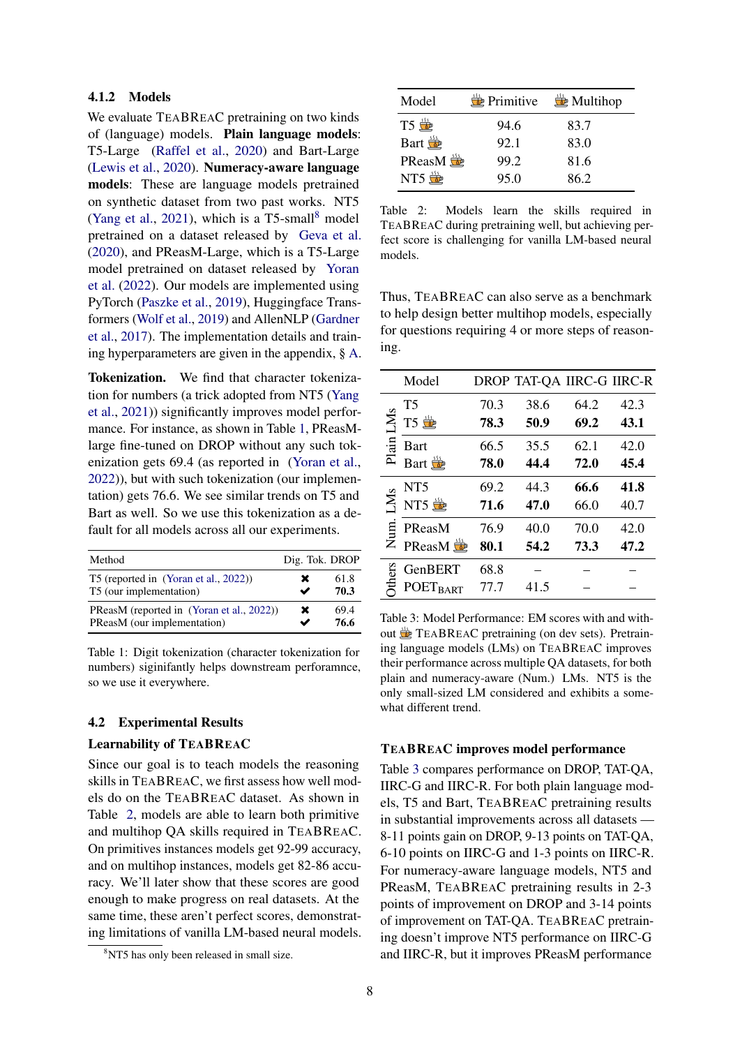#### 4.1.2 Models

We evaluate TEABREAC pretraining on two kinds of (language) models. **Plain language models**: T5-Large (Raffel et al., 2020) and Bart-Large (Lewis et al., 2020). **Numeracy-aware language models**: These are language models pretrained on synthetic dataset from two past works. NT5 (Yang et al., 2021), which is a T5-small[8] model pretrained on a dataset released by Geva et al. (2020), and PReasM-Large, which is a T5-Large model pretrained on dataset released by Yoran et al. (2022). Our models are implemented using PyTorch (Paszke et al., 2019), Huggingface Transformers (Wolf et al., 2019) and AllenNLP (Gardner et al., 2017). The implementation details and training hyperparameters are given in the appendix, § A.

**Tokenization.** We find that character tokenization for numbers (a trick adopted from NT5 (Yang et al., 2021)) significantly improves model performance. For instance, as shown in Table 1, PReasM-large fine-tuned on DROP without any such tokenization gets 69.4 (as reported in (Yoran et al., 2022)), but with such tokenization (our implementation) gets 76.6. We see similar trends on T5 and Bart as well. So we use this tokenization as a default for all models across all our experiments.

| Method | Dig. Tok. | DROP |
|---|---|---|
| T5 (reported in (Yoran et al., 2022)) | ✖ | 61.8 |
| T5 (our implementation) | ✔ | **70.3** |
| PReasM (reported in (Yoran et al., 2022)) | ✖ | 69.4 |
| PReasM (our implementation) | ✔ | **76.6** |

Table 1: Digit tokenization (character tokenization for numbers) siginifantly helps downstream perforamnce, so we use it everywhere.

### 4.2 Experimental Results

#### Learnability of TEABREAC

Since our goal is to teach models the reasoning skills in TEABREAC, we first assess how well models do on the TEABREAC dataset. As shown in Table 2, models are able to learn both primitive and multihop QA skills required in TEABREAC. On primitives instances models get 92-99 accuracy, and on multihop instances, models get 82-86 accuracy. We'll later show that these scores are good enough to make progress on real datasets. At the same time, these aren't perfect scores, demonstrating limitations of vanilla LM-based neural models.

[8] NT5 has only been released in small size.

| Model | 🍵 Primitive | 🍵 Multihop |
|---|---|---|
| T5 🍵 | 94.6 | 83.7 |
| Bart 🍵 | 92.1 | 83.0 |
| PReasM 🍵 | 99.2 | 81.6 |
| NT5 🍵 | 95.0 | 86.2 |

Table 2: Models learn the skills required in TEABREAC during pretraining well, but achieving perfect score is challenging for vanilla LM-based neural models.

Thus, TEABREAC can also serve as a benchmark to help design better multihop models, especially for questions requiring 4 or more steps of reasoning.

| | Model | DROP | TAT-QA | IIRC-G | IIRC-R |
|---|---|---|---|---|---|
| Plain LMs | T5 | 70.3 | 38.6 | 64.2 | 42.3 |
| | T5 🍵 | **78.3** | **50.9** | **69.2** | **43.1** |
| | Bart | 66.5 | 35.5 | 62.1 | 42.0 |
| | Bart 🍵 | **78.0** | **44.4** | **72.0** | **45.4** |
| Num. LMs | NT5 | 69.2 | 44.3 | **66.6** | **41.8** |
| | NT5 🍵 | **71.6** | **47.0** | 66.0 | 40.7 |
| | PReasM | 76.9 | 40.0 | 70.0 | 42.0 |
| | PReasM 🍵 | **80.1** | **54.2** | **73.3** | **47.2** |
| Others | GenBERT | 68.8 | – | – | – |
| | $\text{POET}_{\text{BART}}$ | 77.7 | 41.5 | – | – |

Table 3: Model Performance: EM scores with and without 🍵 TEABREAC pretraining (on dev sets). Pretraining language models (LMs) on TEABREAC improves their performance across multiple QA datasets, for both plain and numeracy-aware (Num.) LMs. NT5 is the only small-sized LM considered and exhibits a somewhat different trend.

#### TEABREAC improves model performance

Table 3 compares performance on DROP, TAT-QA, IIRC-G and IIRC-R. For both plain language models, T5 and Bart, TEABREAC pretraining results in substantial improvements across all datasets — 8-11 points gain on DROP, 9-13 points on TAT-QA, 6-10 points on IIRC-G and 1-3 points on IIRC-R. For numeracy-aware language models, NT5 and PReasM, TEABREAC pretraining results in 2-3 points of improvement on DROP and 3-14 points of improvement on TAT-QA. TEABREAC pretraining doesn't improve NT5 performance on IIRC-G and IIRC-R, but it improves PReasM performance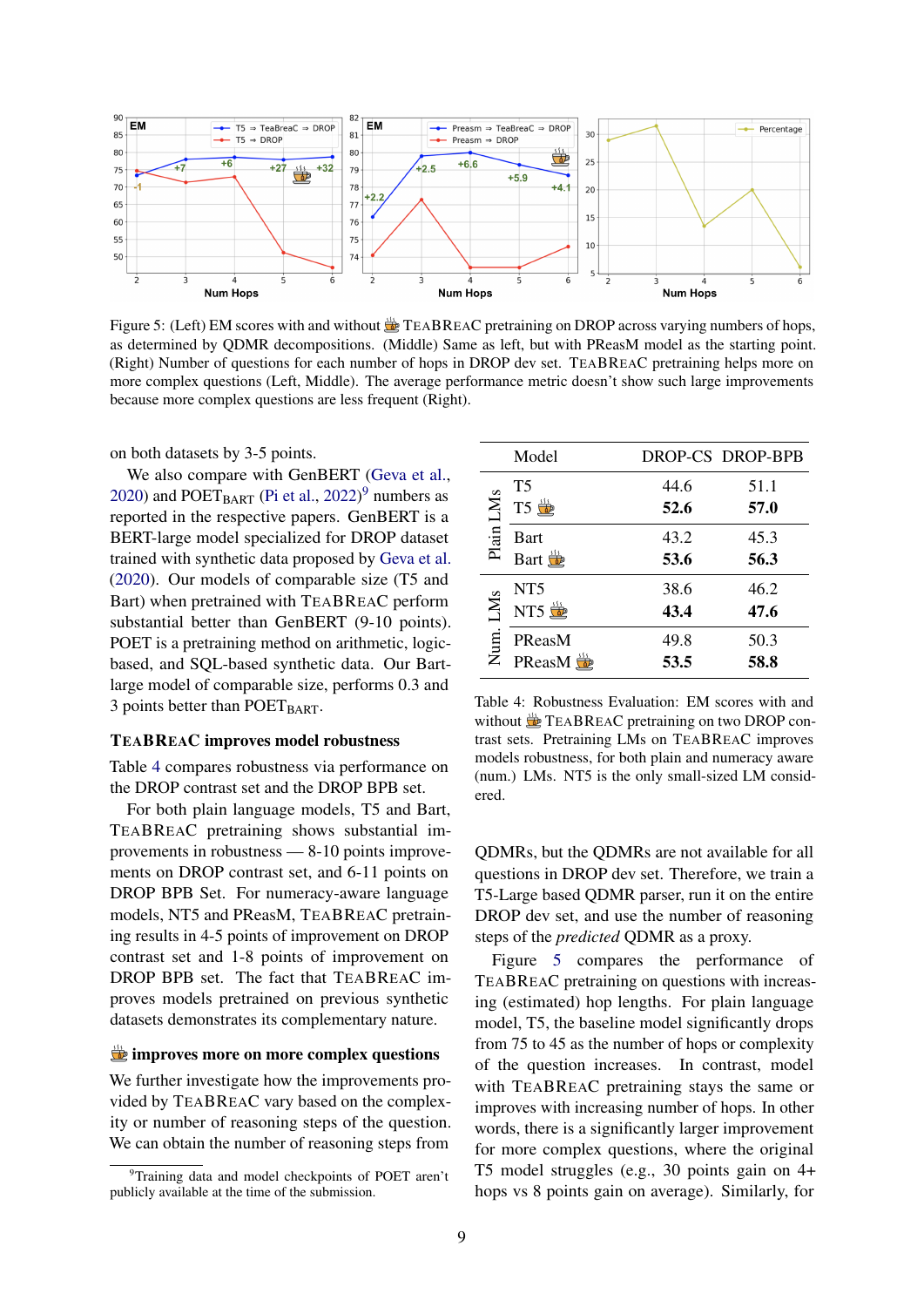Figure 5: (Left) EM scores with and without 🍵 TeaBReaC pretraining on DROP across varying numbers of hops, as determined by QDMR decompositions. (Middle) Same as left, but with PReasM model as the starting point. (Right) Number of questions for each number of hops in DROP dev set. TeaBReaC pretraining helps more on more complex questions (Left, Middle). The average performance metric doesn't show such large improvements because more complex questions are less frequent (Right).

on both datasets by 3-5 points.

We also compare with GenBERT (Geva et al., 2020) and POET$_{\text{BART}}$ (Pi et al., 2022)[9] numbers as reported in the respective papers. GenBERT is a BERT-large model specialized for DROP dataset trained with synthetic data proposed by Geva et al. (2020). Our models of comparable size (T5 and Bart) when pretrained with TeaBReaC perform substantial better than GenBERT (9-10 points). POET is a pretraining method on arithmetic, logic-based, and SQL-based synthetic data. Our Bart-large model of comparable size, performs 0.3 and 3 points better than POET$_{\text{BART}}$.

### TeaBReaC improves model robustness

Table 4 compares robustness via performance on the DROP contrast set and the DROP BPB set.

For both plain language models, T5 and Bart, TeaBReaC pretraining shows substantial improvements in robustness — 8-10 points improvements on DROP contrast set, and 6-11 points on DROP BPB Set. For numeracy-aware language models, NT5 and PReasM, TeaBReaC pretraining results in 4-5 points of improvement on DROP contrast set and 1-8 points of improvement on DROP BPB set. The fact that TeaBReaC improves models pretrained on previous synthetic datasets demonstrates its complementary nature.

| | Model | DROP-CS | DROP-BPB |
|---|---|---|---|
| Plain LMs | T5 | 44.6 | 51.1 |
| | T5 🍵 | **52.6** | **57.0** |
| | Bart | 43.2 | 45.3 |
| | Bart 🍵 | **53.6** | **56.3** |
| Num. LMs | NT5 | 38.6 | 46.2 |
| | NT5 🍵 | **43.4** | **47.6** |
| | PReasM | 49.8 | 50.3 |
| | PReasM 🍵 | **53.5** | **58.8** |

Table 4: Robustness Evaluation: EM scores with and without 🍵 TeaBReaC pretraining on two DROP contrast sets. Pretraining LMs on TeaBReaC improves models robustness, for both plain and numeracy aware (num.) LMs. NT5 is the only small-sized LM considered.

### 🍵 improves more on more complex questions

We further investigate how the improvements provided by TeaBReaC vary based on the complexity or number of reasoning steps of the question. We can obtain the number of reasoning steps from QDMRs, but the QDMRs are not available for all questions in DROP dev set. Therefore, we train a T5-Large based QDMR parser, run it on the entire DROP dev set, and use the number of reasoning steps of the *predicted* QDMR as a proxy.

Figure 5 compares the performance of TeaBReaC pretraining on questions with increasing (estimated) hop lengths. For plain language model, T5, the baseline model significantly drops from 75 to 45 as the number of hops or complexity of the question increases. In contrast, model with TeaBReaC pretraining stays the same or improves with increasing number of hops. In other words, there is a significantly larger improvement for more complex questions, where the original T5 model struggles (e.g., 30 points gain on 4+ hops vs 8 points gain on average). Similarly, for

[9] Training data and model checkpoints of POET aren't publicly available at the time of the submission.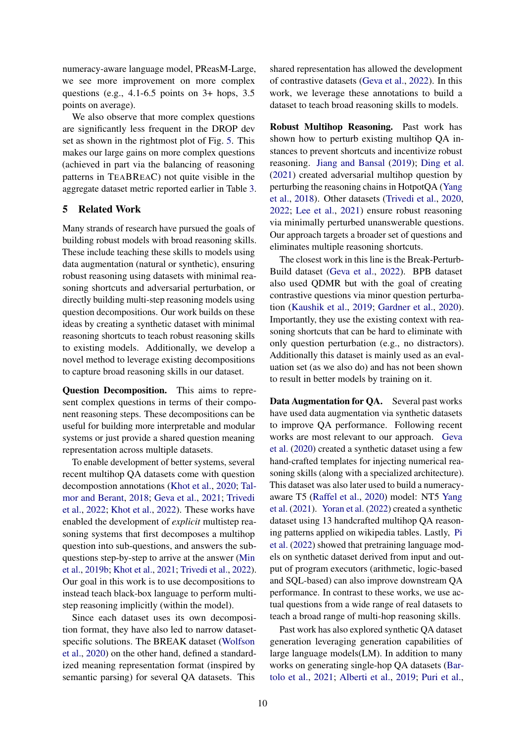numeracy-aware language model, PReasM-Large, we see more improvement on more complex questions (e.g., 4.1-6.5 points on 3+ hops, 3.5 points on average).

We also observe that more complex questions are significantly less frequent in the DROP dev set as shown in the rightmost plot of Fig. 5. This makes our large gains on more complex questions (achieved in part via the balancing of reasoning patterns in TEABREAC) not quite visible in the aggregate dataset metric reported earlier in Table 3.

## 5 Related Work

Many strands of research have pursued the goals of building robust models with broad reasoning skills. These include teaching these skills to models using data augmentation (natural or synthetic), ensuring robust reasoning using datasets with minimal reasoning shortcuts and adversarial perturbation, or directly building multi-step reasoning models using question decompositions. Our work builds on these ideas by creating a synthetic dataset with minimal reasoning shortcuts to teach robust reasoning skills to existing models. Additionally, we develop a novel method to leverage existing decompositions to capture broad reasoning skills in our dataset.

**Question Decomposition.** This aims to represent complex questions in terms of their component reasoning steps. These decompositions can be useful for building more interpretable and modular systems or just provide a shared question meaning representation across multiple datasets.

To enable development of better systems, several recent multihop QA datasets come with question decompostion annotations (Khot et al., 2020; Talmor and Berant, 2018; Geva et al., 2021; Trivedi et al., 2022; Khot et al., 2022). These works have enabled the development of *explicit* multistep reasoning systems that first decomposes a multihop question into sub-questions, and answers the sub-questions step-by-step to arrive at the answer (Min et al., 2019b; Khot et al., 2021; Trivedi et al., 2022). Our goal in this work is to use decompositions to instead teach black-box language to perform multi-step reasoning implicitly (within the model).

Since each dataset uses its own decomposition format, they have also led to narrow dataset-specific solutions. The BREAK dataset (Wolfson et al., 2020) on the other hand, defined a standardized meaning representation format (inspired by semantic parsing) for several QA datasets. This shared representation has allowed the development of contrastive datasets (Geva et al., 2022). In this work, we leverage these annotations to build a dataset to teach broad reasoning skills to models.

**Robust Multihop Reasoning.** Past work has shown how to perturb existing multihop QA instances to prevent shortcuts and incentivize robust reasoning. Jiang and Bansal (2019); Ding et al. (2021) created adversarial multihop question by perturbing the reasoning chains in HotpotQA (Yang et al., 2018). Other datasets (Trivedi et al., 2020, 2022; Lee et al., 2021) ensure robust reasoning via minimally perturbed unanswerable questions. Our approach targets a broader set of questions and eliminates multiple reasoning shortcuts.

The closest work in this line is the Break-Perturb-Build dataset (Geva et al., 2022). BPB dataset also used QDMR but with the goal of creating contrastive questions via minor question perturbation (Kaushik et al., 2019; Gardner et al., 2020). Importantly, they use the existing context with reasoning shortcuts that can be hard to eliminate with only question perturbation (e.g., no distractors). Additionally this dataset is mainly used as an evaluation set (as we also do) and has not been shown to result in better models by training on it.

**Data Augmentation for QA.** Several past works have used data augmentation via synthetic datasets to improve QA performance. Following recent works are most relevant to our approach. Geva et al. (2020) created a synthetic dataset using a few hand-crafted templates for injecting numerical reasoning skills (along with a specialized architecture). This dataset was also later used to build a numeracy-aware T5 (Raffel et al., 2020) model: NT5 Yang et al. (2021). Yoran et al. (2022) created a synthetic dataset using 13 handcrafted multihop QA reasoning patterns applied on wikipedia tables. Lastly, Pi et al. (2022) showed that pretraining language models on synthetic dataset derived from input and output of program executors (arithmetic, logic-based and SQL-based) can also improve downstream QA performance. In contrast to these works, we use actual questions from a wide range of real datasets to teach a broad range of multi-hop reasoning skills.

Past work has also explored synthetic QA dataset generation leveraging generation capabilities of large language models(LM). In addition to many works on generating single-hop QA datasets (Bartolo et al., 2021; Alberti et al., 2019; Puri et al.,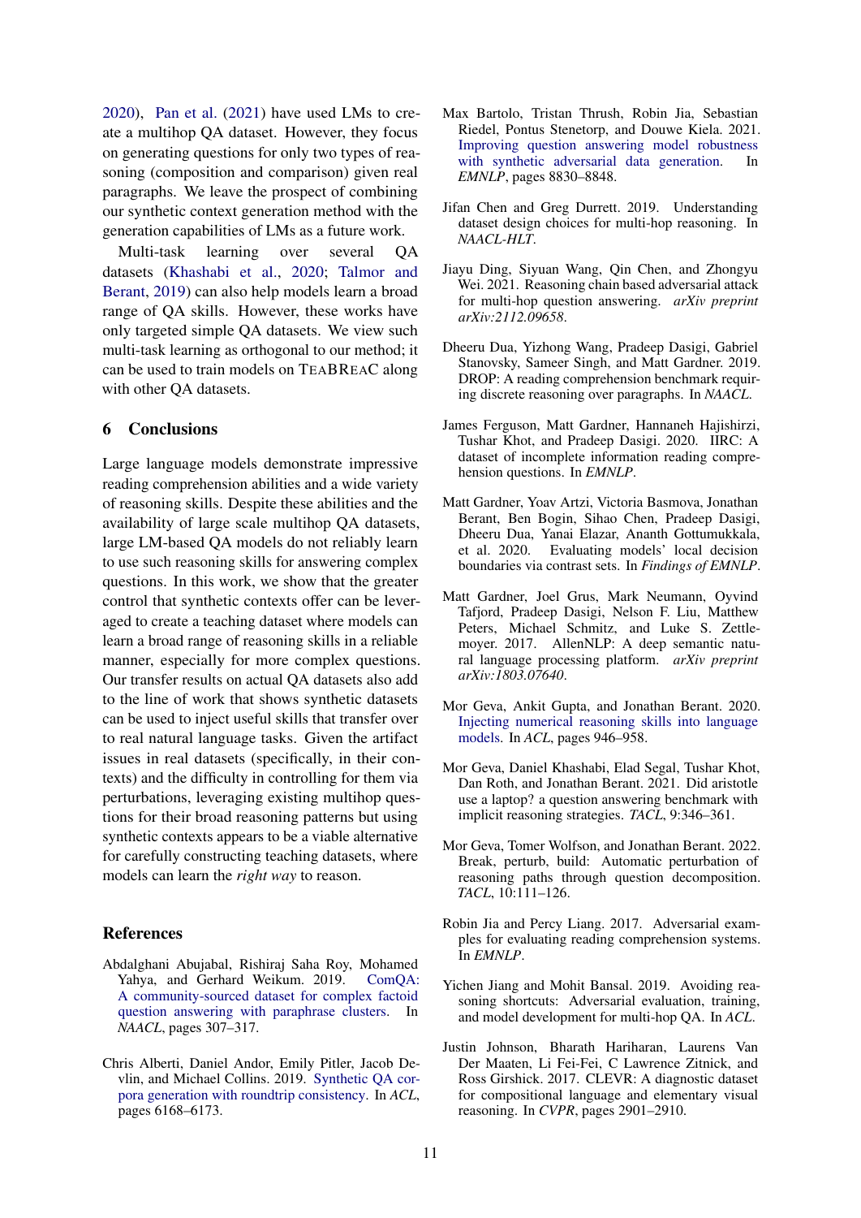2020), Pan et al. (2021) have used LMs to create a multihop QA dataset. However, they focus on generating questions for only two types of reasoning (composition and comparison) given real paragraphs. We leave the prospect of combining our synthetic context generation method with the generation capabilities of LMs as a future work.

Multi-task learning over several QA datasets (Khashabi et al., 2020; Talmor and Berant, 2019) can also help models learn a broad range of QA skills. However, these works have only targeted simple QA datasets. We view such multi-task learning as orthogonal to our method; it can be used to train models on TeaBReaC along with other QA datasets.

## 6 Conclusions

Large language models demonstrate impressive reading comprehension abilities and a wide variety of reasoning skills. Despite these abilities and the availability of large scale multihop QA datasets, large LM-based QA models do not reliably learn to use such reasoning skills for answering complex questions. In this work, we show that the greater control that synthetic contexts offer can be leveraged to create a teaching dataset where models can learn a broad range of reasoning skills in a reliable manner, especially for more complex questions. Our transfer results on actual QA datasets also add to the line of work that shows synthetic datasets can be used to inject useful skills that transfer over to real natural language tasks. Given the artifact issues in real datasets (specifically, in their contexts) and the difficulty in controlling for them via perturbations, leveraging existing multihop questions for their broad reasoning patterns but using synthetic contexts appears to be a viable alternative for carefully constructing teaching datasets, where models can learn the *right way* to reason.

## References

Abdalghani Abujabal, Rishiraj Saha Roy, Mohamed Yahya, and Gerhard Weikum. 2019. ComQA: A community-sourced dataset for complex factoid question answering with paraphrase clusters. In *NAACL*, pages 307–317.

Chris Alberti, Daniel Andor, Emily Pitler, Jacob Devlin, and Michael Collins. 2019. Synthetic QA corpora generation with roundtrip consistency. In *ACL*, pages 6168–6173.

Max Bartolo, Tristan Thrush, Robin Jia, Sebastian Riedel, Pontus Stenetorp, and Douwe Kiela. 2021. Improving question answering model robustness with synthetic adversarial data generation. In *EMNLP*, pages 8830–8848.

Jifan Chen and Greg Durrett. 2019. Understanding dataset design choices for multi-hop reasoning. In *NAACL-HLT*.

Jiayu Ding, Siyuan Wang, Qin Chen, and Zhongyu Wei. 2021. Reasoning chain based adversarial attack for multi-hop question answering. *arXiv preprint arXiv:2112.09658*.

Dheeru Dua, Yizhong Wang, Pradeep Dasigi, Gabriel Stanovsky, Sameer Singh, and Matt Gardner. 2019. DROP: A reading comprehension benchmark requiring discrete reasoning over paragraphs. In *NAACL*.

James Ferguson, Matt Gardner, Hannaneh Hajishirzi, Tushar Khot, and Pradeep Dasigi. 2020. IIRC: A dataset of incomplete information reading comprehension questions. In *EMNLP*.

Matt Gardner, Yoav Artzi, Victoria Basmova, Jonathan Berant, Ben Bogin, Sihao Chen, Pradeep Dasigi, Dheeru Dua, Yanai Elazar, Ananth Gottumukkala, et al. 2020. Evaluating models' local decision boundaries via contrast sets. In *Findings of EMNLP*.

Matt Gardner, Joel Grus, Mark Neumann, Oyvind Tafjord, Pradeep Dasigi, Nelson F. Liu, Matthew Peters, Michael Schmitz, and Luke S. Zettlemoyer. 2017. AllenNLP: A deep semantic natural language processing platform. *arXiv preprint arXiv:1803.07640*.

Mor Geva, Ankit Gupta, and Jonathan Berant. 2020. Injecting numerical reasoning skills into language models. In *ACL*, pages 946–958.

Mor Geva, Daniel Khashabi, Elad Segal, Tushar Khot, Dan Roth, and Jonathan Berant. 2021. Did aristotle use a laptop? a question answering benchmark with implicit reasoning strategies. *TACL*, 9:346–361.

Mor Geva, Tomer Wolfson, and Jonathan Berant. 2022. Break, perturb, build: Automatic perturbation of reasoning paths through question decomposition. *TACL*, 10:111–126.

Robin Jia and Percy Liang. 2017. Adversarial examples for evaluating reading comprehension systems. In *EMNLP*.

Yichen Jiang and Mohit Bansal. 2019. Avoiding reasoning shortcuts: Adversarial evaluation, training, and model development for multi-hop QA. In *ACL*.

Justin Johnson, Bharath Hariharan, Laurens Van Der Maaten, Li Fei-Fei, C Lawrence Zitnick, and Ross Girshick. 2017. CLEVR: A diagnostic dataset for compositional language and elementary visual reasoning. In *CVPR*, pages 2901–2910.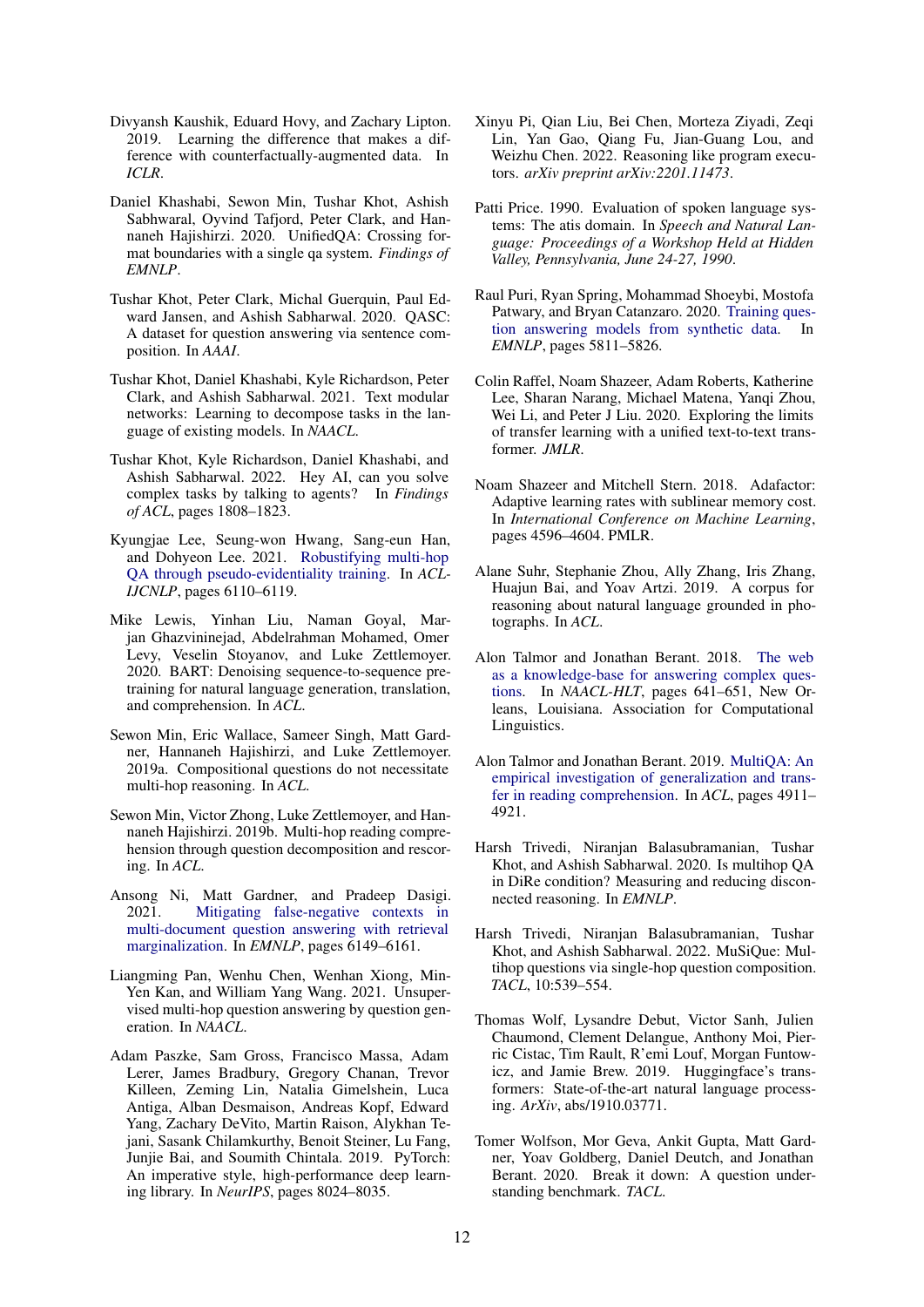Divyansh Kaushik, Eduard Hovy, and Zachary Lipton. 2019. Learning the difference that makes a difference with counterfactually-augmented data. In *ICLR*.

Daniel Khashabi, Sewon Min, Tushar Khot, Ashish Sabhwaral, Oyvind Tafjord, Peter Clark, and Hannaneh Hajishirzi. 2020. UnifiedQA: Crossing format boundaries with a single qa system. *Findings of EMNLP*.

Tushar Khot, Peter Clark, Michal Guerquin, Paul Edward Jansen, and Ashish Sabharwal. 2020. QASC: A dataset for question answering via sentence composition. In *AAAI*.

Tushar Khot, Daniel Khashabi, Kyle Richardson, Peter Clark, and Ashish Sabharwal. 2021. Text modular networks: Learning to decompose tasks in the language of existing models. In *NAACL*.

Tushar Khot, Kyle Richardson, Daniel Khashabi, and Ashish Sabharwal. 2022. Hey AI, can you solve complex tasks by talking to agents? In *Findings of ACL*, pages 1808–1823.

Kyungjae Lee, Seung-won Hwang, Sang-eun Han, and Dohyeon Lee. 2021. Robustifying multi-hop QA through pseudo-evidentiality training. In *ACL-IJCNLP*, pages 6110–6119.

Mike Lewis, Yinhan Liu, Naman Goyal, Marjan Ghazvininejad, Abdelrahman Mohamed, Omer Levy, Veselin Stoyanov, and Luke Zettlemoyer. 2020. BART: Denoising sequence-to-sequence pre-training for natural language generation, translation, and comprehension. In *ACL*.

Sewon Min, Eric Wallace, Sameer Singh, Matt Gardner, Hannaneh Hajishirzi, and Luke Zettlemoyer. 2019a. Compositional questions do not necessitate multi-hop reasoning. In *ACL*.

Sewon Min, Victor Zhong, Luke Zettlemoyer, and Hannaneh Hajishirzi. 2019b. Multi-hop reading comprehension through question decomposition and rescoring. In *ACL*.

Ansong Ni, Matt Gardner, and Pradeep Dasigi. 2021. Mitigating false-negative contexts in multi-document question answering with retrieval marginalization. In *EMNLP*, pages 6149–6161.

Liangming Pan, Wenhu Chen, Wenhan Xiong, Min-Yen Kan, and William Yang Wang. 2021. Unsupervised multi-hop question answering by question generation. In *NAACL*.

Adam Paszke, Sam Gross, Francisco Massa, Adam Lerer, James Bradbury, Gregory Chanan, Trevor Killeen, Zeming Lin, Natalia Gimelshein, Luca Antiga, Alban Desmaison, Andreas Kopf, Edward Yang, Zachary DeVito, Martin Raison, Alykhan Tejani, Sasank Chilamkurthy, Benoit Steiner, Lu Fang, Junjie Bai, and Soumith Chintala. 2019. PyTorch: An imperative style, high-performance deep learning library. In *NeurIPS*, pages 8024–8035.

Xinyu Pi, Qian Liu, Bei Chen, Morteza Ziyadi, Zeqi Lin, Yan Gao, Qiang Fu, Jian-Guang Lou, and Weizhu Chen. 2022. Reasoning like program executors. *arXiv preprint arXiv:2201.11473*.

Patti Price. 1990. Evaluation of spoken language systems: The atis domain. In *Speech and Natural Language: Proceedings of a Workshop Held at Hidden Valley, Pennsylvania, June 24-27, 1990*.

Raul Puri, Ryan Spring, Mohammad Shoeybi, Mostofa Patwary, and Bryan Catanzaro. 2020. Training question answering models from synthetic data. In *EMNLP*, pages 5811–5826.

Colin Raffel, Noam Shazeer, Adam Roberts, Katherine Lee, Sharan Narang, Michael Matena, Yanqi Zhou, Wei Li, and Peter J Liu. 2020. Exploring the limits of transfer learning with a unified text-to-text transformer. *JMLR*.

Noam Shazeer and Mitchell Stern. 2018. Adafactor: Adaptive learning rates with sublinear memory cost. In *International Conference on Machine Learning*, pages 4596–4604. PMLR.

Alane Suhr, Stephanie Zhou, Ally Zhang, Iris Zhang, Huajun Bai, and Yoav Artzi. 2019. A corpus for reasoning about natural language grounded in photographs. In *ACL*.

Alon Talmor and Jonathan Berant. 2018. The web as a knowledge-base for answering complex questions. In *NAACL-HLT*, pages 641–651, New Orleans, Louisiana. Association for Computational Linguistics.

Alon Talmor and Jonathan Berant. 2019. MultiQA: An empirical investigation of generalization and transfer in reading comprehension. In *ACL*, pages 4911–4921.

Harsh Trivedi, Niranjan Balasubramanian, Tushar Khot, and Ashish Sabharwal. 2020. Is multihop QA in DiRe condition? Measuring and reducing disconnected reasoning. In *EMNLP*.

Harsh Trivedi, Niranjan Balasubramanian, Tushar Khot, and Ashish Sabharwal. 2022. MuSiQue: Multihop questions via single-hop question composition. *TACL*, 10:539–554.

Thomas Wolf, Lysandre Debut, Victor Sanh, Julien Chaumond, Clement Delangue, Anthony Moi, Pierric Cistac, Tim Rault, R'emi Louf, Morgan Funtowicz, and Jamie Brew. 2019. Huggingface's transformers: State-of-the-art natural language processing. *ArXiv*, abs/1910.03771.

Tomer Wolfson, Mor Geva, Ankit Gupta, Matt Gardner, Yoav Goldberg, Daniel Deutch, and Jonathan Berant. 2020. Break it down: A question understanding benchmark. *TACL*.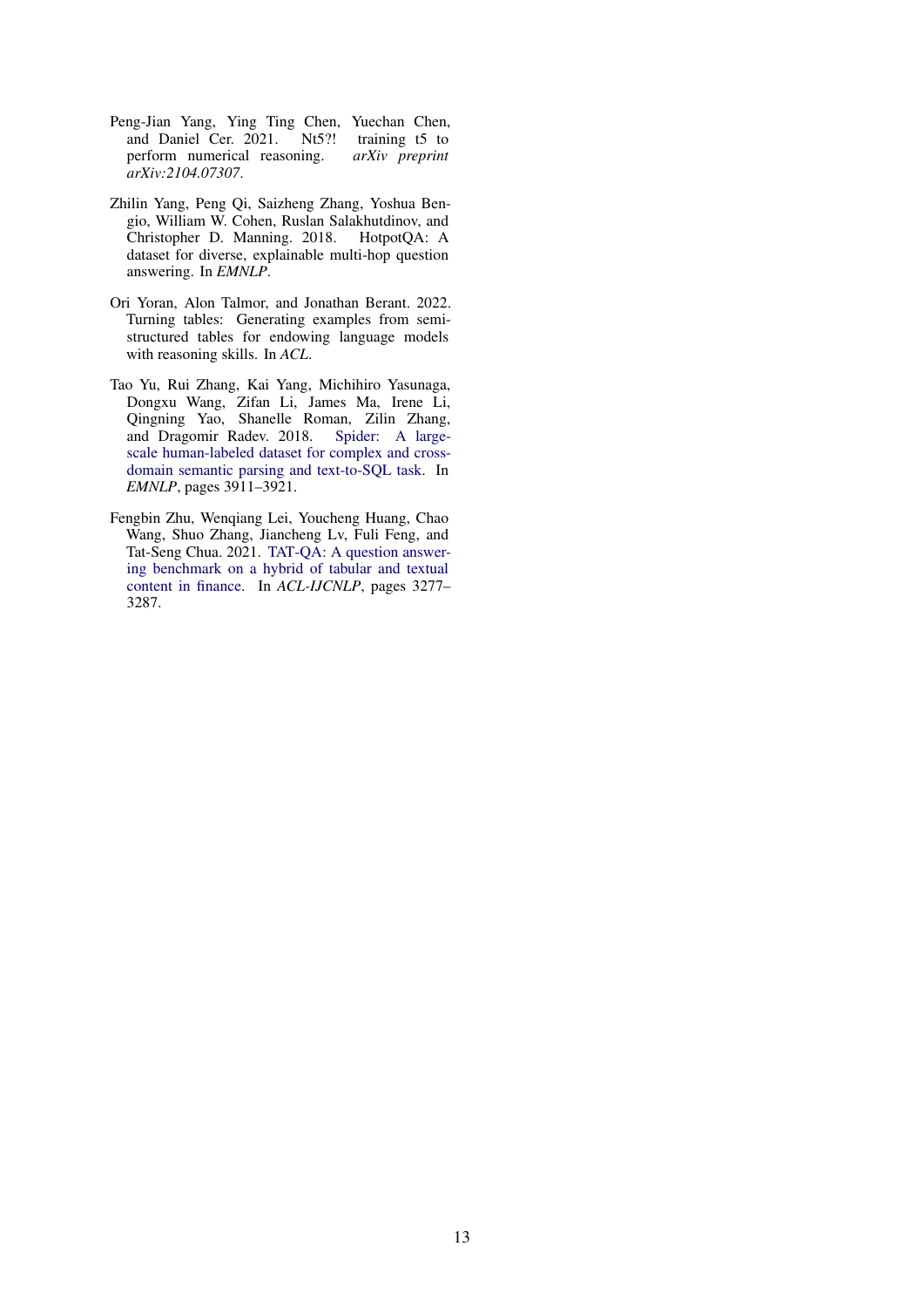Peng-Jian Yang, Ying Ting Chen, Yuechan Chen, and Daniel Cer. 2021. Nt5?! training t5 to perform numerical reasoning. *arXiv preprint arXiv:2104.07307*.

Zhilin Yang, Peng Qi, Saizheng Zhang, Yoshua Bengio, William W. Cohen, Ruslan Salakhutdinov, and Christopher D. Manning. 2018. HotpotQA: A dataset for diverse, explainable multi-hop question answering. In *EMNLP*.

Ori Yoran, Alon Talmor, and Jonathan Berant. 2022. Turning tables: Generating examples from semi-structured tables for endowing language models with reasoning skills. In *ACL*.

Tao Yu, Rui Zhang, Kai Yang, Michihiro Yasunaga, Dongxu Wang, Zifan Li, James Ma, Irene Li, Qingning Yao, Shanelle Roman, Zilin Zhang, and Dragomir Radev. 2018. Spider: A large-scale human-labeled dataset for complex and cross-domain semantic parsing and text-to-SQL task. In *EMNLP*, pages 3911–3921.

Fengbin Zhu, Wenqiang Lei, Youcheng Huang, Chao Wang, Shuo Zhang, Jiancheng Lv, Fuli Feng, and Tat-Seng Chua. 2021. TAT-QA: A question answering benchmark on a hybrid of tabular and textual content in finance. In *ACL-IJCNLP*, pages 3277–3287.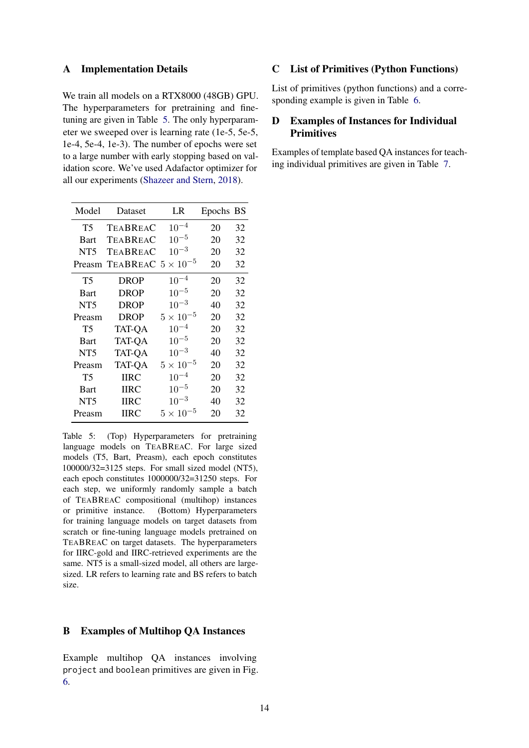## A Implementation Details

We train all models on a RTX8000 (48GB) GPU. The hyperparameters for pretraining and fine-tuning are given in Table 5. The only hyperparameter we sweeped over is learning rate (1e-5, 5e-5, 1e-4, 5e-4, 1e-3). The number of epochs were set to a large number with early stopping based on validation score. We've used Adafactor optimizer for all our experiments (Shazeer and Stern, 2018).

| Model | Dataset | LR | Epochs | BS |
|---|---|---|---|---|
| T5 | TEABREAC | $10^{-4}$ | 20 | 32 |
| Bart | TEABREAC | $10^{-5}$ | 20 | 32 |
| NT5 | TEABREAC | $10^{-3}$ | 20 | 32 |
| Preasm | TEABREAC | $5 \times 10^{-5}$ | 20 | 32 |
| T5 | DROP | $10^{-4}$ | 20 | 32 |
| Bart | DROP | $10^{-5}$ | 20 | 32 |
| NT5 | DROP | $10^{-3}$ | 40 | 32 |
| Preasm | DROP | $5 \times 10^{-5}$ | 20 | 32 |
| T5 | TAT-QA | $10^{-4}$ | 20 | 32 |
| Bart | TAT-QA | $10^{-5}$ | 20 | 32 |
| NT5 | TAT-QA | $10^{-3}$ | 40 | 32 |
| Preasm | TAT-QA | $5 \times 10^{-5}$ | 20 | 32 |
| T5 | IIRC | $10^{-4}$ | 20 | 32 |
| Bart | IIRC | $10^{-5}$ | 20 | 32 |
| NT5 | IIRC | $10^{-3}$ | 40 | 32 |
| Preasm | IIRC | $5 \times 10^{-5}$ | 20 | 32 |

Table 5: (Top) Hyperparameters for pretraining language models on TEABREAC. For large sized models (T5, Bart, Preasm), each epoch constitutes 100000/32=3125 steps. For small sized model (NT5), each epoch constitutes 1000000/32=31250 steps. For each step, we uniformly randomly sample a batch of TEABREAC compositional (multihop) instances or primitive instance. (Bottom) Hyperparameters for training language models on target datasets from scratch or fine-tuning language models pretrained on TEABREAC on target datasets. The hyperparameters for IIRC-gold and IIRC-retrieved experiments are the same. NT5 is a small-sized model, all others are large-sized. LR refers to learning rate and BS refers to batch size.

## B Examples of Multihop QA Instances

Example multihop QA instances involving `project` and `boolean` primitives are given in Fig. 6.

## C List of Primitives (Python Functions)

List of primitives (python functions) and a corresponding example is given in Table 6.

## D Examples of Instances for Individual Primitives

Examples of template based QA instances for teaching individual primitives are given in Table 7.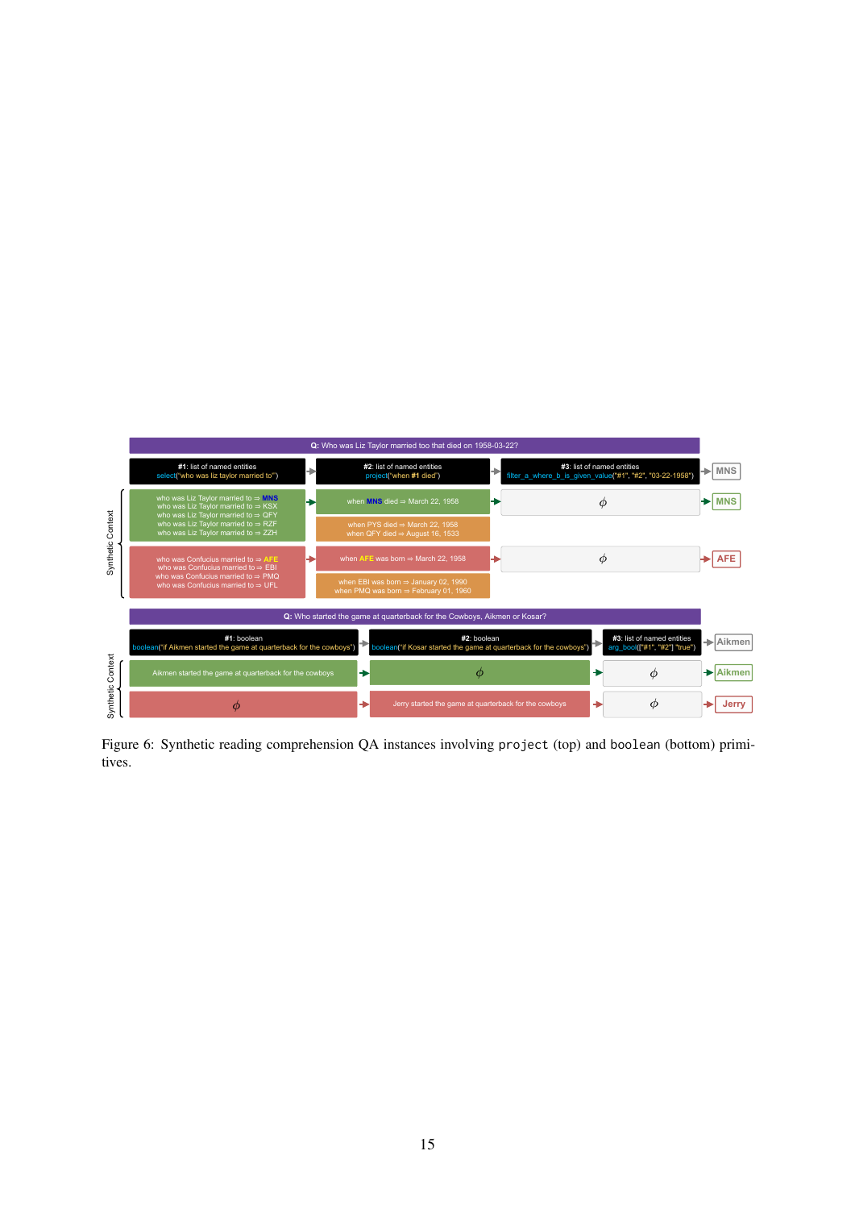Q: Who was Liz Taylor married too that died on 1958-03-22?

| #1: list of named entities select("who was liz taylor married to") | #2: list of named entities project("when #1 died") | #3: list of named entities filter_a_where_b_is_given_value("#1", "#2", "03-22-1958") | MNS |
|---|---|---|---|
| who was Liz Taylor married to ⇒ MNS<br>who was Liz Taylor married to ⇒ KSX<br>who was Liz Taylor married to ⇒ QFY<br>who was Liz Taylor married to ⇒ RZF<br>who was Liz Taylor married to ⇒ ZZH | when MNS died ⇒ March 22, 1958<br><br>when PYS died ⇒ March 22, 1958<br>when QFY died ⇒ August 16, 1533 | $\phi$ | MNS |
| who was Confucius married to ⇒ AFE<br>who was Confucius married to ⇒ EBI<br>who was Confucius married to ⇒ PMQ<br>who was Confucius married to ⇒ UFL | when AFE was born ⇒ March 22, 1958<br><br>when EBI was born ⇒ January 02, 1990<br>when PMQ was born ⇒ February 01, 1960 | $\phi$ | AFE |

Q: Who started the game at quarterback for the Cowboys, Aikmen or Kosar?

| #1: boolean boolean("if Aikmen started the game at quarterback for the cowboys") | #2: boolean boolean("if Kosar started the game at quarterback for the cowboys") | #3: list of named entities arg_bool(["#1", "#2"] "true") | Aikmen |
|---|---|---|---|
| Aikmen started the game at quarterback for the cowboys | $\phi$ | $\phi$ | Aikmen |
| $\phi$ | Jerry started the game at quarterback for the cowboys | $\phi$ | Jerry |

Figure 6: Synthetic reading comprehension QA instances involving `project` (top) and `boolean` (bottom) primitives.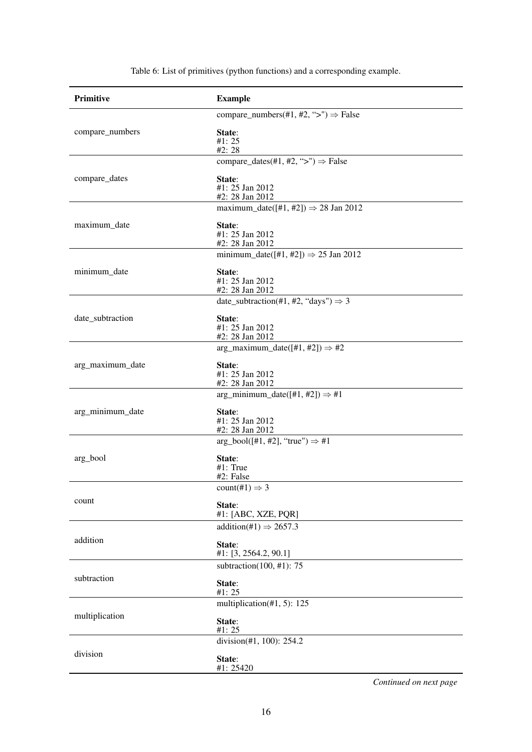Table 6: List of primitives (python functions) and a corresponding example.

| **Primitive** | **Example** |
|---|---|
| compare_numbers | compare_numbers(#1, #2, ">") ⇒ False<br><br>**State**:<br>#1: 25<br>#2: 28 |
| compare_dates | compare_dates(#1, #2, ">") ⇒ False<br><br>**State**:<br>#1: 25 Jan 2012<br>#2: 28 Jan 2012 |
| maximum_date | maximum_date([#1, #2]) ⇒ 28 Jan 2012<br><br>**State**:<br>#1: 25 Jan 2012<br>#2: 28 Jan 2012 |
| minimum_date | minimum_date([#1, #2]) ⇒ 25 Jan 2012<br><br>**State**:<br>#1: 25 Jan 2012<br>#2: 28 Jan 2012 |
| date_subtraction | date_subtraction(#1, #2, "days") ⇒ 3<br><br>**State**:<br>#1: 25 Jan 2012<br>#2: 28 Jan 2012 |
| arg_maximum_date | arg_maximum_date([#1, #2]) ⇒ #2<br><br>**State**:<br>#1: 25 Jan 2012<br>#2: 28 Jan 2012 |
| arg_minimum_date | arg_minimum_date([#1, #2]) ⇒ #1<br><br>**State**:<br>#1: 25 Jan 2012<br>#2: 28 Jan 2012 |
| arg_bool | arg_bool([#1, #2], "true") ⇒ #1<br><br>**State**:<br>#1: True<br>#2: False |
| count | count(#1) ⇒ 3<br><br>**State**:<br>#1: [ABC, XZE, PQR] |
| addition | addition(#1) ⇒ 2657.3<br><br>**State**:<br>#1: [3, 2564.2, 90.1] |
| subtraction | subtraction(100, #1): 75<br><br>**State**:<br>#1: 25 |
| multiplication | multiplication(#1, 5): 125<br><br>**State**:<br>#1: 25 |
| division | division(#1, 100): 254.2<br><br>**State**:<br>#1: 25420 |

*Continued on next page*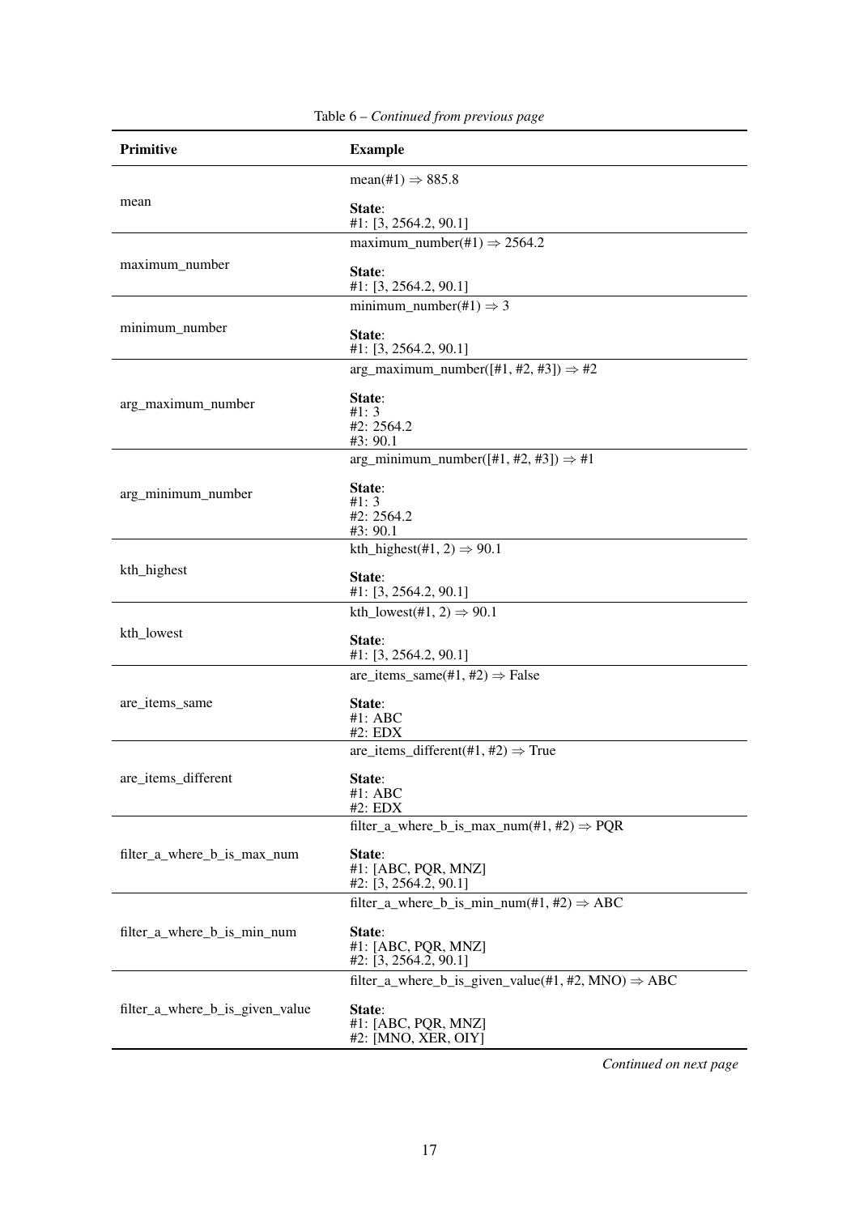Table 6 – *Continued from previous page*

| **Primitive** | **Example** |
|---|---|
| mean | mean(#1) ⇒ 885.8<br><br>**State**:<br>#1: [3, 2564.2, 90.1] |
| maximum_number | maximum_number(#1) ⇒ 2564.2<br><br>**State**:<br>#1: [3, 2564.2, 90.1] |
| minimum_number | minimum_number(#1) ⇒ 3<br><br>**State**:<br>#1: [3, 2564.2, 90.1] |
| arg_maximum_number | arg_maximum_number([#1, #2, #3]) ⇒ #2<br><br>**State**:<br>#1: 3<br>#2: 2564.2<br>#3: 90.1 |
| arg_minimum_number | arg_minimum_number([#1, #2, #3]) ⇒ #1<br><br>**State**:<br>#1: 3<br>#2: 2564.2<br>#3: 90.1 |
| kth_highest | kth_highest(#1, 2) ⇒ 90.1<br><br>**State**:<br>#1: [3, 2564.2, 90.1] |
| kth_lowest | kth_lowest(#1, 2) ⇒ 90.1<br><br>**State**:<br>#1: [3, 2564.2, 90.1] |
| are_items_same | are_items_same(#1, #2) ⇒ False<br><br>**State**:<br>#1: ABC<br>#2: EDX |
| are_items_different | are_items_different(#1, #2) ⇒ True<br><br>**State**:<br>#1: ABC<br>#2: EDX |
| filter_a_where_b_is_max_num | filter_a_where_b_is_max_num(#1, #2) ⇒ PQR<br><br>**State**:<br>#1: [ABC, PQR, MNZ]<br>#2: [3, 2564.2, 90.1] |
| filter_a_where_b_is_min_num | filter_a_where_b_is_min_num(#1, #2) ⇒ ABC<br><br>**State**:<br>#1: [ABC, PQR, MNZ]<br>#2: [3, 2564.2, 90.1] |
| filter_a_where_b_is_given_value | filter_a_where_b_is_given_value(#1, #2, MNO) ⇒ ABC<br><br>**State**:<br>#1: [ABC, PQR, MNZ]<br>#2: [MNO, XER, OIY] |

*Continued on next page*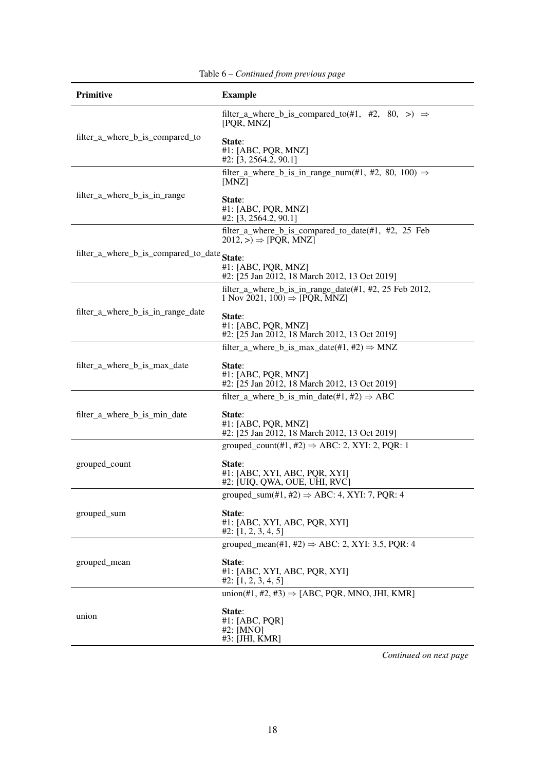Table 6 – *Continued from previous page*

| **Primitive** | **Example** |
|---|---|
| filter_a_where_b_is_compared_to | filter_a_where_b_is_compared_to(#1, #2, 80, >) ⇒ [PQR, MNZ]<br><br>**State**:<br>#1: [ABC, PQR, MNZ]<br>#2: [3, 2564.2, 90.1] |
| filter_a_where_b_is_in_range | filter_a_where_b_is_in_range_num(#1, #2, 80, 100) ⇒ [MNZ]<br><br>**State**:<br>#1: [ABC, PQR, MNZ]<br>#2: [3, 2564.2, 90.1] |
| filter_a_where_b_is_compared_to_date | filter_a_where_b_is_compared_to_date(#1, #2, 25 Feb 2012, >) ⇒ [PQR, MNZ]<br><br>**State**:<br>#1: [ABC, PQR, MNZ]<br>#2: [25 Jan 2012, 18 March 2012, 13 Oct 2019] |
| filter_a_where_b_is_in_range_date | filter_a_where_b_is_in_range_date(#1, #2, 25 Feb 2012, 1 Nov 2021, 100) ⇒ [PQR, MNZ]<br><br>**State**:<br>#1: [ABC, PQR, MNZ]<br>#2: [25 Jan 2012, 18 March 2012, 13 Oct 2019] |
| filter_a_where_b_is_max_date | filter_a_where_b_is_max_date(#1, #2) ⇒ MNZ<br><br>**State**:<br>#1: [ABC, PQR, MNZ]<br>#2: [25 Jan 2012, 18 March 2012, 13 Oct 2019] |
| filter_a_where_b_is_min_date | filter_a_where_b_is_min_date(#1, #2) ⇒ ABC<br><br>**State**:<br>#1: [ABC, PQR, MNZ]<br>#2: [25 Jan 2012, 18 March 2012, 13 Oct 2019] |
| grouped_count | grouped_count(#1, #2) ⇒ ABC: 2, XYI: 2, PQR: 1<br><br>**State**:<br>#1: [ABC, XYI, ABC, PQR, XYI]<br>#2: [UIQ, QWA, OUE, UHI, RVC] |
| grouped_sum | grouped_sum(#1, #2) ⇒ ABC: 4, XYI: 7, PQR: 4<br><br>**State**:<br>#1: [ABC, XYI, ABC, PQR, XYI]<br>#2: [1, 2, 3, 4, 5] |
| grouped_mean | grouped_mean(#1, #2) ⇒ ABC: 2, XYI: 3.5, PQR: 4<br><br>**State**:<br>#1: [ABC, XYI, ABC, PQR, XYI]<br>#2: [1, 2, 3, 4, 5] |
| union | union(#1, #2, #3) ⇒ [ABC, PQR, MNO, JHI, KMR]<br><br>**State**:<br>#1: [ABC, PQR]<br>#2: [MNO]<br>#3: [JHI, KMR] |

*Continued on next page*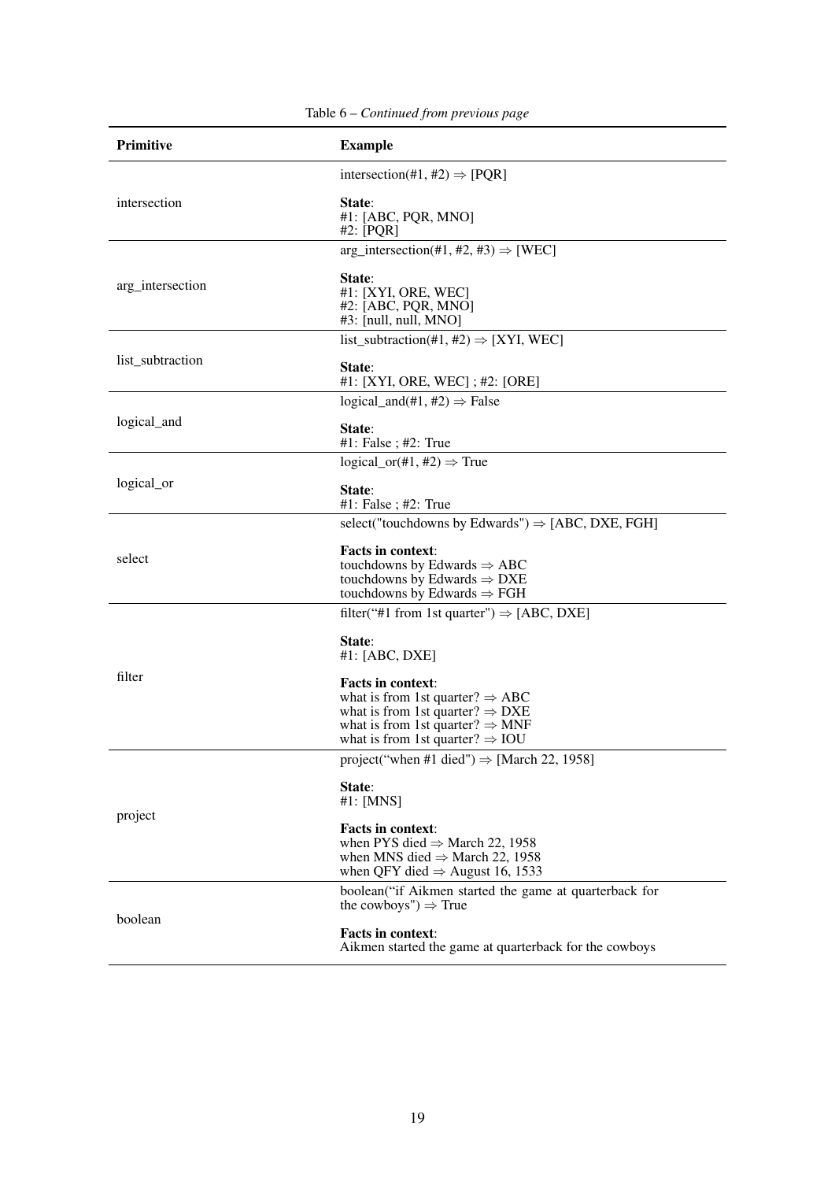Table 6 – *Continued from previous page*

| **Primitive** | **Example** |
|---|---|
| intersection | intersection(#1, #2) ⇒ [PQR]<br><br>**State**:<br>#1: [ABC, PQR, MNO]<br>#2: [PQR] |
| arg_intersection | arg_intersection(#1, #2, #3) ⇒ [WEC]<br><br>**State**:<br>#1: [XYI, ORE, WEC]<br>#2: [ABC, PQR, MNO]<br>#3: [null, null, MNO] |
| list_subtraction | list_subtraction(#1, #2) ⇒ [XYI, WEC]<br><br>**State**:<br>#1: [XYI, ORE, WEC] ; #2: [ORE] |
| logical_and | logical_and(#1, #2) ⇒ False<br><br>**State**:<br>#1: False ; #2: True |
| logical_or | logical_or(#1, #2) ⇒ True<br><br>**State**:<br>#1: False ; #2: True |
| select | select("touchdowns by Edwards") ⇒ [ABC, DXE, FGH]<br><br>**Facts in context**:<br>touchdowns by Edwards ⇒ ABC<br>touchdowns by Edwards ⇒ DXE<br>touchdowns by Edwards ⇒ FGH |
| filter | filter("#1 from 1st quarter") ⇒ [ABC, DXE]<br><br>**State**:<br>#1: [ABC, DXE]<br><br>**Facts in context**:<br>what is from 1st quarter? ⇒ ABC<br>what is from 1st quarter? ⇒ DXE<br>what is from 1st quarter? ⇒ MNF<br>what is from 1st quarter? ⇒ IOU |
| project | project("when #1 died") ⇒ [March 22, 1958]<br><br>**State**:<br>#1: [MNS]<br><br>**Facts in context**:<br>when PYS died ⇒ March 22, 1958<br>when MNS died ⇒ March 22, 1958<br>when QFY died ⇒ August 16, 1533 |
| boolean | boolean("if Aikmen started the game at quarterback for the cowboys") ⇒ True<br><br>**Facts in context**:<br>Aikmen started the game at quarterback for the cowboys |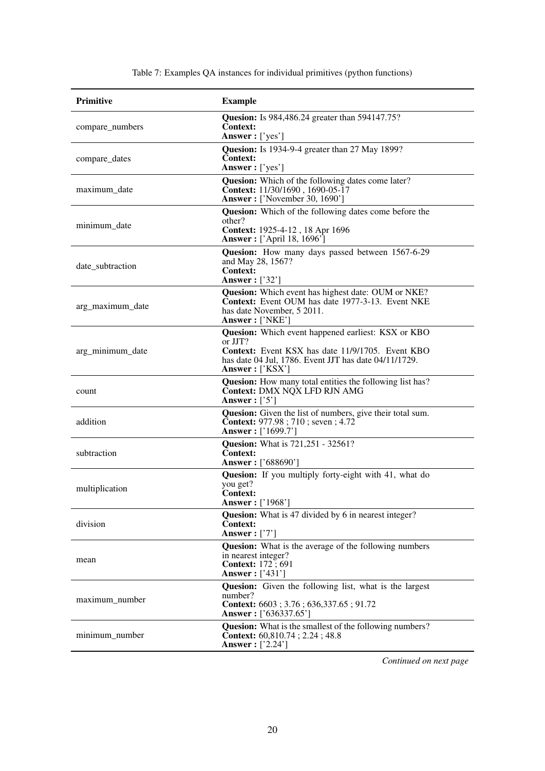Table 7: Examples QA instances for individual primitives (python functions)

| Primitive | Example |
|---|---|
| compare_numbers | **Quesion:** Is 984,486.24 greater than 594147.75? **Context:** **Answer :** ['yes'] |
| compare_dates | **Quesion:** Is 1934-9-4 greater than 27 May 1899? **Context:** **Answer :** ['yes'] |
| maximum_date | **Quesion:** Which of the following dates come later? **Context:** 11/30/1690 , 1690-05-17 **Answer :** ['November 30, 1690'] |
| minimum_date | **Quesion:** Which of the following dates come before the other? **Context:** 1925-4-12 , 18 Apr 1696 **Answer :** ['April 18, 1696'] |
| date_subtraction | **Quesion:** How many days passed between 1567-6-29 and May 28, 1567? **Context:** **Answer :** ['32'] |
| arg_maximum_date | **Quesion:** Which event has highest date: OUM or NKE? **Context:** Event OUM has date 1977-3-13. Event NKE has date November, 5 2011. **Answer :** ['NKE'] |
| arg_minimum_date | **Quesion:** Which event happened earliest: KSX or KBO or JJT? **Context:** Event KSX has date 11/9/1705. Event KBO has date 04 Jul, 1786. Event JJT has date 04/11/1729. **Answer :** ['KSX'] |
| count | **Quesion:** How many total entities the following list has? **Context:** DMX NQX LFD RJN AMG **Answer :** ['5'] |
| addition | **Quesion:** Given the list of numbers, give their total sum. **Context:** 977.98 ; 710 ; seven ; 4.72 **Answer :** ['1699.7'] |
| subtraction | **Quesion:** What is 721,251 - 32561? **Context:** **Answer :** ['688690'] |
| multiplication | **Quesion:** If you multiply forty-eight with 41, what do you get? **Context:** **Answer :** ['1968'] |
| division | **Quesion:** What is 47 divided by 6 in nearest integer? **Context:** **Answer :** ['7'] |
| mean | **Quesion:** What is the average of the following numbers in nearest integer? **Context:** 172 ; 691 **Answer :** ['431'] |
| maximum_number | **Quesion:** Given the following list, what is the largest number? **Context:** 6603 ; 3.76 ; 636,337.65 ; 91.72 **Answer :** ['636337.65'] |
| minimum_number | **Quesion:** What is the smallest of the following numbers? **Context:** 60,810.74 ; 2.24 ; 48.8 **Answer :** ['2.24'] |

*Continued on next page*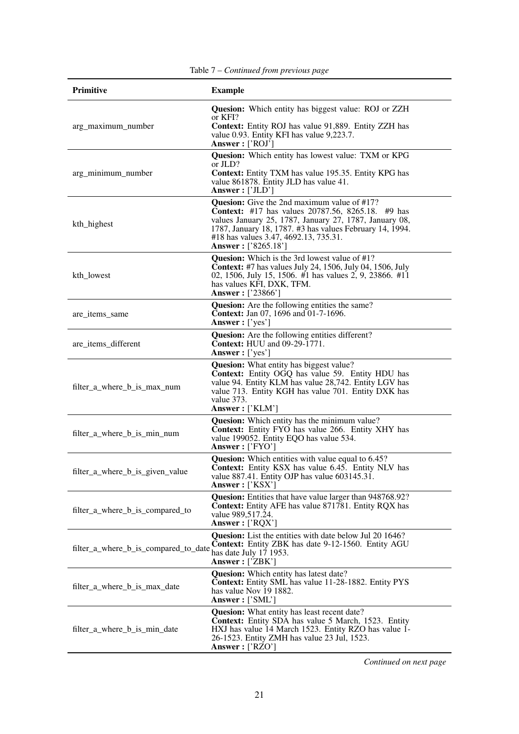Table 7 – *Continued from previous page*

| Primitive | Example |
|---|---|
| arg_maximum_number | **Quesion:** Which entity has biggest value: ROJ or ZZH or KFI?<br>**Context:** Entity ROJ has value 91,889. Entity ZZH has value 0.93. Entity KFI has value 9,223.7.<br>**Answer :** ['ROJ'] |
| arg_minimum_number | **Quesion:** Which entity has lowest value: TXM or KPG or JLD?<br>**Context:** Entity TXM has value 195.35. Entity KPG has value 861878. Entity JLD has value 41.<br>**Answer :** ['JLD'] |
| kth_highest | **Quesion:** Give the 2nd maximum value of #17?<br>**Context:** #17 has values 20787.56, 8265.18. #9 has values January 25, 1787, January 27, 1787, January 08, 1787, January 18, 1787. #3 has values February 14, 1994. #18 has values 3.47, 4692.13, 735.31.<br>**Answer :** ['8265.18'] |
| kth_lowest | **Quesion:** Which is the 3rd lowest value of #1?<br>**Context:** #7 has values July 24, 1506, July 04, 1506, July 02, 1506, July 15, 1506. #1 has values 2, 9, 23866. #11 has values KFI, DXK, TFM.<br>**Answer :** ['23866'] |
| are_items_same | **Quesion:** Are the following entities the same?<br>**Context:** Jan 07, 1696 and 01-7-1696.<br>**Answer :** ['yes'] |
| are_items_different | **Quesion:** Are the following entities different?<br>**Context:** HUU and 09-29-1771.<br>**Answer :** ['yes'] |
| filter_a_where_b_is_max_num | **Quesion:** What entity has biggest value?<br>**Context:** Entity OGQ has value 59. Entity HDU has value 94. Entity KLM has value 28,742. Entity LGV has value 713. Entity KGH has value 701. Entity DXK has value 373.<br>**Answer :** ['KLM'] |
| filter_a_where_b_is_min_num | **Quesion:** Which entity has the minimum value?<br>**Context:** Entity FYO has value 266. Entity XHY has value 199052. Entity EQO has value 534.<br>**Answer :** ['FYO'] |
| filter_a_where_b_is_given_value | **Quesion:** Which entities with value equal to 6.45?<br>**Context:** Entity KSX has value 6.45. Entity NLV has value 887.41. Entity OJP has value 603145.31.<br>**Answer :** ['KSX'] |
| filter_a_where_b_is_compared_to | **Quesion:** Entities that have value larger than 948768.92?<br>**Context:** Entity AFE has value 871781. Entity RQX has value 989,517.24.<br>**Answer :** ['RQX'] |
| filter_a_where_b_is_compared_to_date | **Quesion:** List the entities with date below Jul 20 1646?<br>**Context:** Entity ZBK has date 9-12-1560. Entity AGU has date July 17 1953.<br>**Answer :** ['ZBK'] |
| filter_a_where_b_is_max_date | **Quesion:** Which entity has latest date?<br>**Context:** Entity SML has value 11-28-1882. Entity PYS has value Nov 19 1882.<br>**Answer :** ['SML'] |
| filter_a_where_b_is_min_date | **Quesion:** What entity has least recent date?<br>**Context:** Entity SDA has value 5 March, 1523. Entity HXJ has value 14 March 1523. Entity RZO has value 1-26-1523. Entity ZMH has value 23 Jul, 1523.<br>**Answer :** ['RZO'] |

*Continued on next page*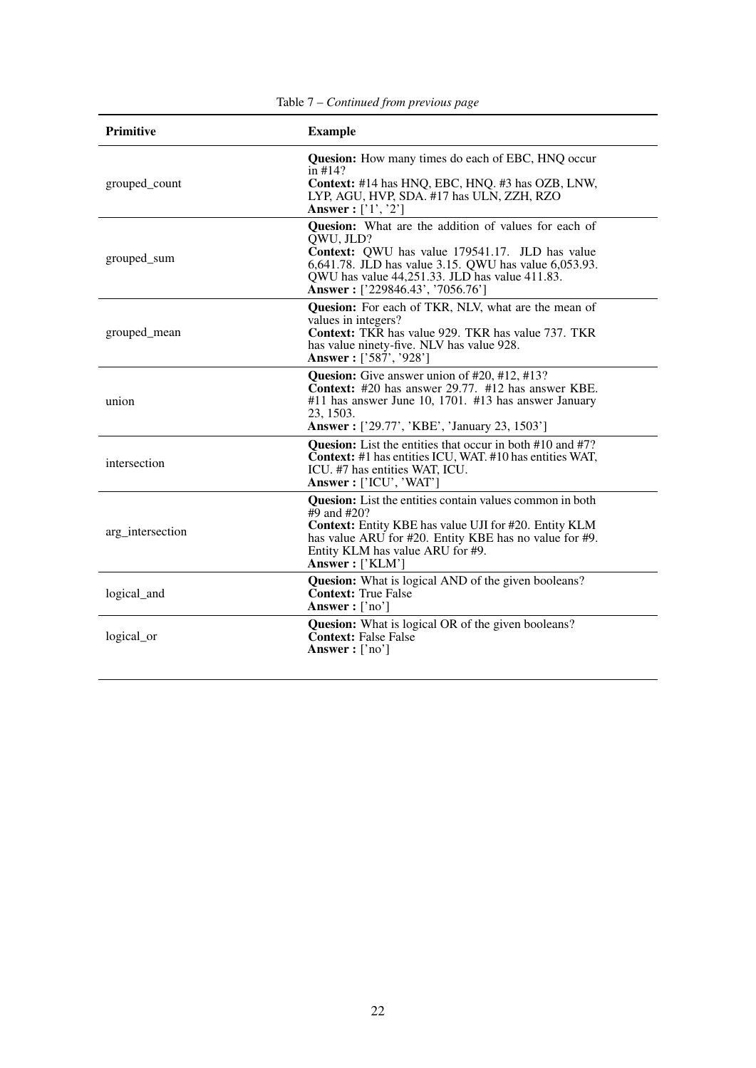Table 7 – *Continued from previous page*

| Primitive | Example |
|---|---|
| grouped_count | **Quesion:** How many times do each of EBC, HNQ occur in #14? **Context:** #14 has HNQ, EBC, HNQ. #3 has OZB, LNW, LYP, AGU, HVP, SDA. #17 has ULN, ZZH, RZO **Answer :** ['1', '2'] |
| grouped_sum | **Quesion:** What are the addition of values for each of QWU, JLD? **Context:** QWU has value 179541.17. JLD has value 6,641.78. JLD has value 3.15. QWU has value 6,053.93. QWU has value 44,251.33. JLD has value 411.83. **Answer :** ['229846.43', '7056.76'] |
| grouped_mean | **Quesion:** For each of TKR, NLV, what are the mean of values in integers? **Context:** TKR has value 929. TKR has value 737. TKR has value ninety-five. NLV has value 928. **Answer :** ['587', '928'] |
| union | **Quesion:** Give answer union of #20, #12, #13? **Context:** #20 has answer 29.77. #12 has answer KBE. #11 has answer June 10, 1701. #13 has answer January 23, 1503. **Answer :** ['29.77', 'KBE', 'January 23, 1503'] |
| intersection | **Quesion:** List the entities that occur in both #10 and #7? **Context:** #1 has entities ICU, WAT. #10 has entities WAT, ICU. #7 has entities WAT, ICU. **Answer :** ['ICU', 'WAT'] |
| arg_intersection | **Quesion:** List the entities contain values common in both #9 and #20? **Context:** Entity KBE has value UJI for #20. Entity KLM has value ARU for #20. Entity KBE has no value for #9. Entity KLM has value ARU for #9. **Answer :** ['KLM'] |
| logical_and | **Quesion:** What is logical AND of the given booleans? **Context:** True False **Answer :** ['no'] |
| logical_or | **Quesion:** What is logical OR of the given booleans? **Context:** False False **Answer :** ['no'] |